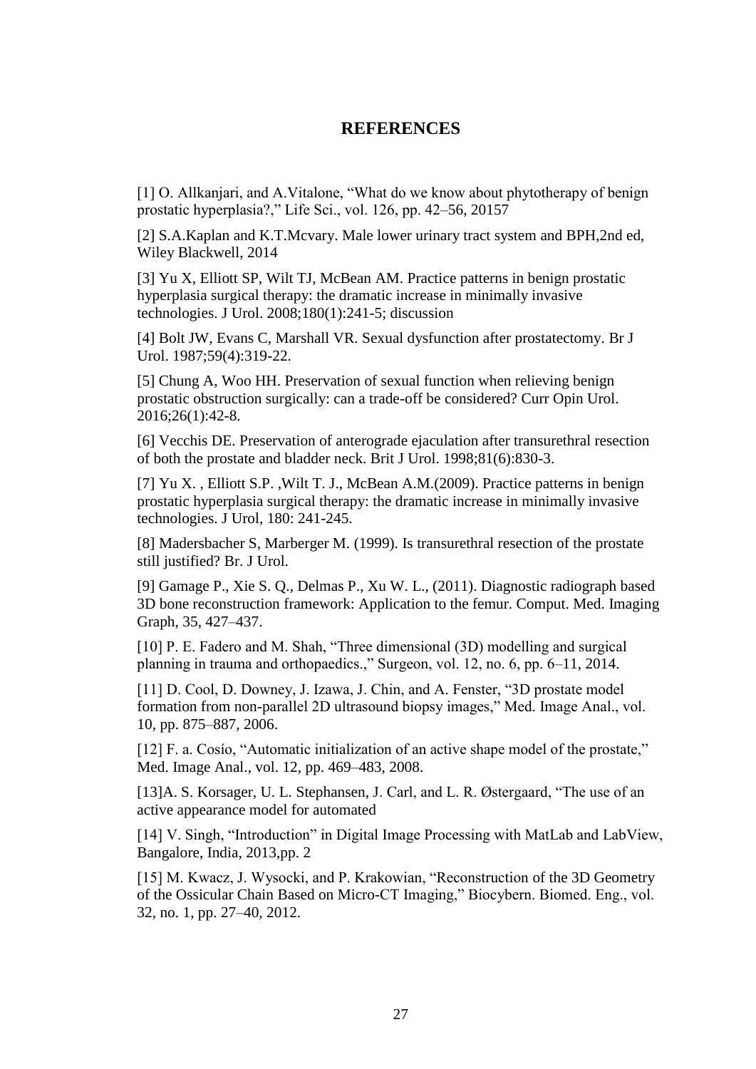## REFERENCES

[1] O. Allkanjari, and A.Vitalone, "What do we know about phytotherapy of benign prostatic hyperplasia?," Life Sci., vol. 126, pp. 42–56, 20157

[2] S.A.Kaplan and K.T.Mcvary. Male lower urinary tract system and BPH,2nd ed, Wiley Blackwell, 2014

[3] Yu X, Elliott SP, Wilt TJ, McBean AM. Practice patterns in benign prostatic hyperplasia surgical therapy: the dramatic increase in minimally invasive technologies. J Urol. 2008;180(1):241-5; discussion

[4] Bolt JW, Evans C, Marshall VR. Sexual dysfunction after prostatectomy. Br J Urol. 1987;59(4):319-22.

[5] Chung A, Woo HH. Preservation of sexual function when relieving benign prostatic obstruction surgically: can a trade-off be considered? Curr Opin Urol. 2016;26(1):42-8.

[6] Vecchis DE. Preservation of anterograde ejaculation after transurethral resection of both the prostate and bladder neck. Brit J Urol. 1998;81(6):830-3.

[7] Yu X. , Elliott S.P. ,Wilt T. J., McBean A.M.(2009). Practice patterns in benign prostatic hyperplasia surgical therapy: the dramatic increase in minimally invasive technologies. J Urol, 180: 241-245.

[8] Madersbacher S, Marberger M. (1999). Is transurethral resection of the prostate still justified? Br. J Urol.

[9] Gamage P., Xie S. Q., Delmas P., Xu W. L., (2011). Diagnostic radiograph based 3D bone reconstruction framework: Application to the femur. Comput. Med. Imaging Graph, 35, 427–437.

[10] P. E. Fadero and M. Shah, "Three dimensional (3D) modelling and surgical planning in trauma and orthopaedics.," Surgeon, vol. 12, no. 6, pp. 6–11, 2014.

[11] D. Cool, D. Downey, J. Izawa, J. Chin, and A. Fenster, "3D prostate model formation from non-parallel 2D ultrasound biopsy images," Med. Image Anal., vol. 10, pp. 875–887, 2006.

[12] F. a. Cosío, "Automatic initialization of an active shape model of the prostate," Med. Image Anal., vol. 12, pp. 469–483, 2008.

[13]A. S. Korsager, U. L. Stephansen, J. Carl, and L. R. Østergaard, "The use of an active appearance model for automated

[14] V. Singh, "Introduction" in Digital Image Processing with MatLab and LabView, Bangalore, India, 2013,pp. 2

[15] M. Kwacz, J. Wysocki, and P. Krakowian, "Reconstruction of the 3D Geometry of the Ossicular Chain Based on Micro-CT Imaging," Biocybern. Biomed. Eng., vol. 32, no. 1, pp. 27–40, 2012.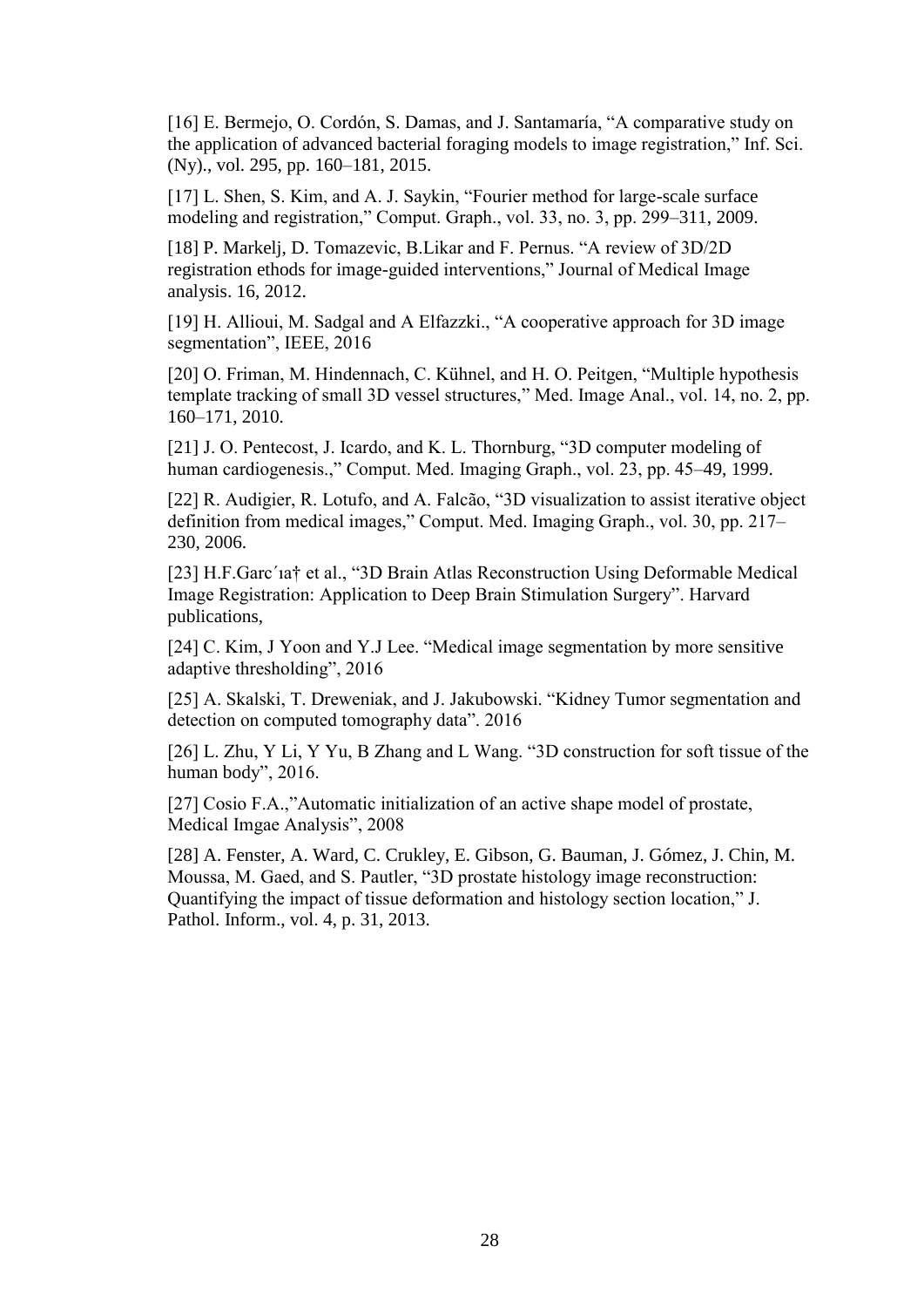[16] E. Bermejo, O. Cordón, S. Damas, and J. Santamaría, "A comparative study on the application of advanced bacterial foraging models to image registration," Inf. Sci. (Ny)., vol. 295, pp. 160–181, 2015.

[17] L. Shen, S. Kim, and A. J. Saykin, "Fourier method for large-scale surface modeling and registration," Comput. Graph., vol. 33, no. 3, pp. 299–311, 2009.

[18] P. Markelj, D. Tomazevic, B.Likar and F. Pernus. "A review of 3D/2D registration ethods for image-guided interventions," Journal of Medical Image analysis. 16, 2012.

[19] H. Allioui, M. Sadgal and A Elfazzki., "A cooperative approach for 3D image segmentation", IEEE, 2016

[20] O. Friman, M. Hindennach, C. Kühnel, and H. O. Peitgen, "Multiple hypothesis template tracking of small 3D vessel structures," Med. Image Anal., vol. 14, no. 2, pp. 160–171, 2010.

[21] J. O. Pentecost, J. Icardo, and K. L. Thornburg, "3D computer modeling of human cardiogenesis.," Comput. Med. Imaging Graph., vol. 23, pp. 45–49, 1999.

[22] R. Audigier, R. Lotufo, and A. Falcão, "3D visualization to assist iterative object definition from medical images," Comput. Med. Imaging Graph., vol. 30, pp. 217–230, 2006.

[23] H.F.Garc´ıa† et al., "3D Brain Atlas Reconstruction Using Deformable Medical Image Registration: Application to Deep Brain Stimulation Surgery". Harvard publications,

[24] C. Kim, J Yoon and Y.J Lee. "Medical image segmentation by more sensitive adaptive thresholding", 2016

[25] A. Skalski, T. Dreweniak, and J. Jakubowski. "Kidney Tumor segmentation and detection on computed tomography data". 2016

[26] L. Zhu, Y Li, Y Yu, B Zhang and L Wang. "3D construction for soft tissue of the human body", 2016.

[27] Cosio F.A.,"Automatic initialization of an active shape model of prostate, Medical Imgae Analysis", 2008

[28] A. Fenster, A. Ward, C. Crukley, E. Gibson, G. Bauman, J. Gómez, J. Chin, M. Moussa, M. Gaed, and S. Pautler, "3D prostate histology image reconstruction: Quantifying the impact of tissue deformation and histology section location," J. Pathol. Inform., vol. 4, p. 31, 2013.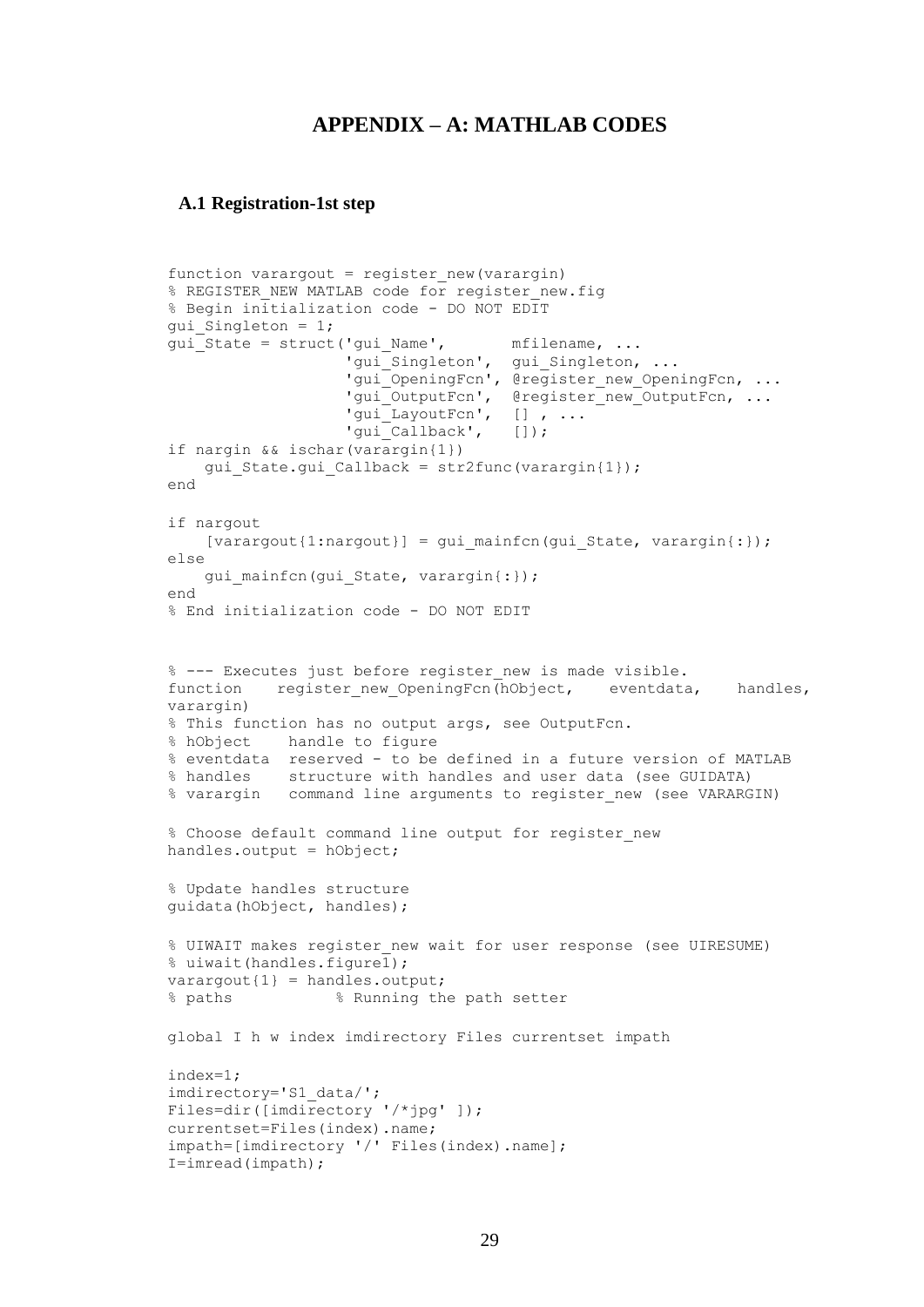# APPENDIX – A: MATHLAB CODES

## A.1 Registration-1st step

```
function varargout = register_new(varargin)
% REGISTER_NEW MATLAB code for register_new.fig
% Begin initialization code - DO NOT EDIT
gui_Singleton = 1;
gui_State = struct('gui_Name',       mfilename, ...
                   'gui_Singleton',  gui_Singleton, ...
                   'gui_OpeningFcn', @register_new_OpeningFcn, ...
                   'gui_OutputFcn',  @register_new_OutputFcn, ...
                   'gui_LayoutFcn',  [] , ...
                   'gui_Callback',   []);
if nargin && ischar(varargin{1})
    gui_State.gui_Callback = str2func(varargin{1});
end

if nargout
    [varargout{1:nargout}] = gui_mainfcn(gui_State, varargin{:});
else
    gui_mainfcn(gui_State, varargin{:});
end
% End initialization code - DO NOT EDIT


% --- Executes just before register_new is made visible.
function    register_new_OpeningFcn(hObject,    eventdata,    handles,
varargin)
% This function has no output args, see OutputFcn.
% hObject    handle to figure
% eventdata  reserved - to be defined in a future version of MATLAB
% handles    structure with handles and user data (see GUIDATA)
% varargin   command line arguments to register_new (see VARARGIN)

% Choose default command line output for register_new
handles.output = hObject;

% Update handles structure
guidata(hObject, handles);

% UIWAIT makes register_new wait for user response (see UIRESUME)
% uiwait(handles.figure1);
varargout{1} = handles.output;
% paths           % Running the path setter

global I h w index imdirectory Files currentset impath

index=1;
imdirectory='S1_data/';
Files=dir([imdirectory '/*jpg' ]);
currentset=Files(index).name;
impath=[imdirectory '/' Files(index).name];
I=imread(impath);
```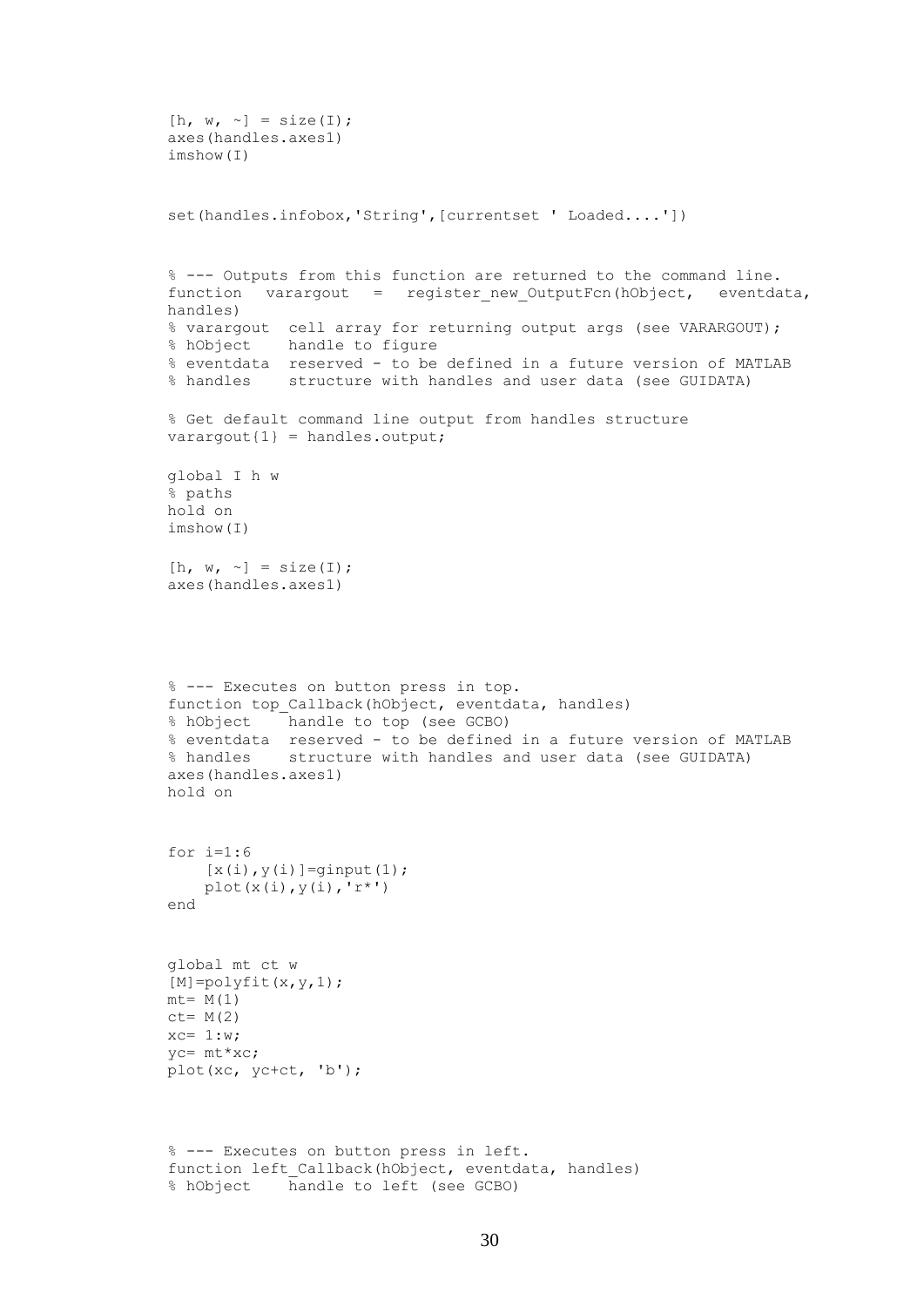```
[h, w, ~] = size(I);
axes(handles.axes1)
imshow(I)


set(handles.infobox,'String',[currentset ' Loaded....'])


% --- Outputs from this function are returned to the command line.
function   varargout   =   register_new_OutputFcn(hObject,   eventdata,
handles)
% varargout  cell array for returning output args (see VARARGOUT);
% hObject    handle to figure
% eventdata  reserved - to be defined in a future version of MATLAB
% handles    structure with handles and user data (see GUIDATA)

% Get default command line output from handles structure
varargout{1} = handles.output;

global I h w
% paths
hold on
imshow(I)

[h, w, ~] = size(I);
axes(handles.axes1)




% --- Executes on button press in top.
function top_Callback(hObject, eventdata, handles)
% hObject    handle to top (see GCBO)
% eventdata  reserved - to be defined in a future version of MATLAB
% handles    structure with handles and user data (see GUIDATA)
axes(handles.axes1)
hold on


for i=1:6
    [x(i),y(i)]=ginput(1);
    plot(x(i),y(i),'r*')
end


global mt ct w
[M]=polyfit(x,y,1);
mt= M(1)
ct= M(2)
xc= 1:w;
yc= mt*xc;
plot(xc, yc+ct, 'b');



% --- Executes on button press in left.
function left_Callback(hObject, eventdata, handles)
% hObject    handle to left (see GCBO)
```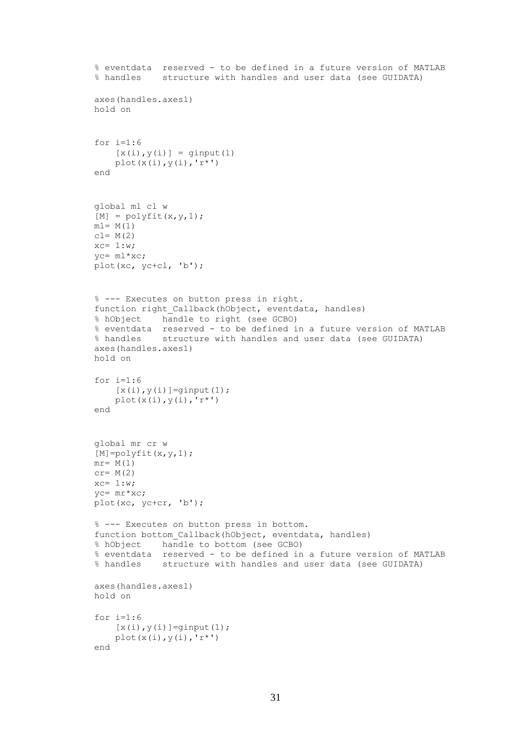```
% eventdata  reserved - to be defined in a future version of MATLAB
% handles    structure with handles and user data (see GUIDATA)

axes(handles.axes1)
hold on


for i=1:6
    [x(i),y(i)] = ginput(1)
    plot(x(i),y(i),'r*')
end


global ml cl w
[M] = polyfit(x,y,1);
ml= M(1)
cl= M(2)
xc= 1:w;
yc= ml*xc;
plot(xc, yc+cl, 'b');



% --- Executes on button press in right.
function right_Callback(hObject, eventdata, handles)
% hObject    handle to right (see GCBO)
% eventdata  reserved - to be defined in a future version of MATLAB
% handles    structure with handles and user data (see GUIDATA)
axes(handles.axes1)
hold on

for i=1:6
    [x(i),y(i)]=ginput(1);
    plot(x(i),y(i),'r*')
end


global mr cr w
[M]=polyfit(x,y,1);
mr= M(1)
cr= M(2)
xc= 1:w;
yc= mr*xc;
plot(xc, yc+cr, 'b');

% --- Executes on button press in bottom.
function bottom_Callback(hObject, eventdata, handles)
% hObject    handle to bottom (see GCBO)
% eventdata  reserved - to be defined in a future version of MATLAB
% handles    structure with handles and user data (see GUIDATA)

axes(handles.axes1)
hold on

for i=1:6
    [x(i),y(i)]=ginput(1);
    plot(x(i),y(i),'r*')
end
```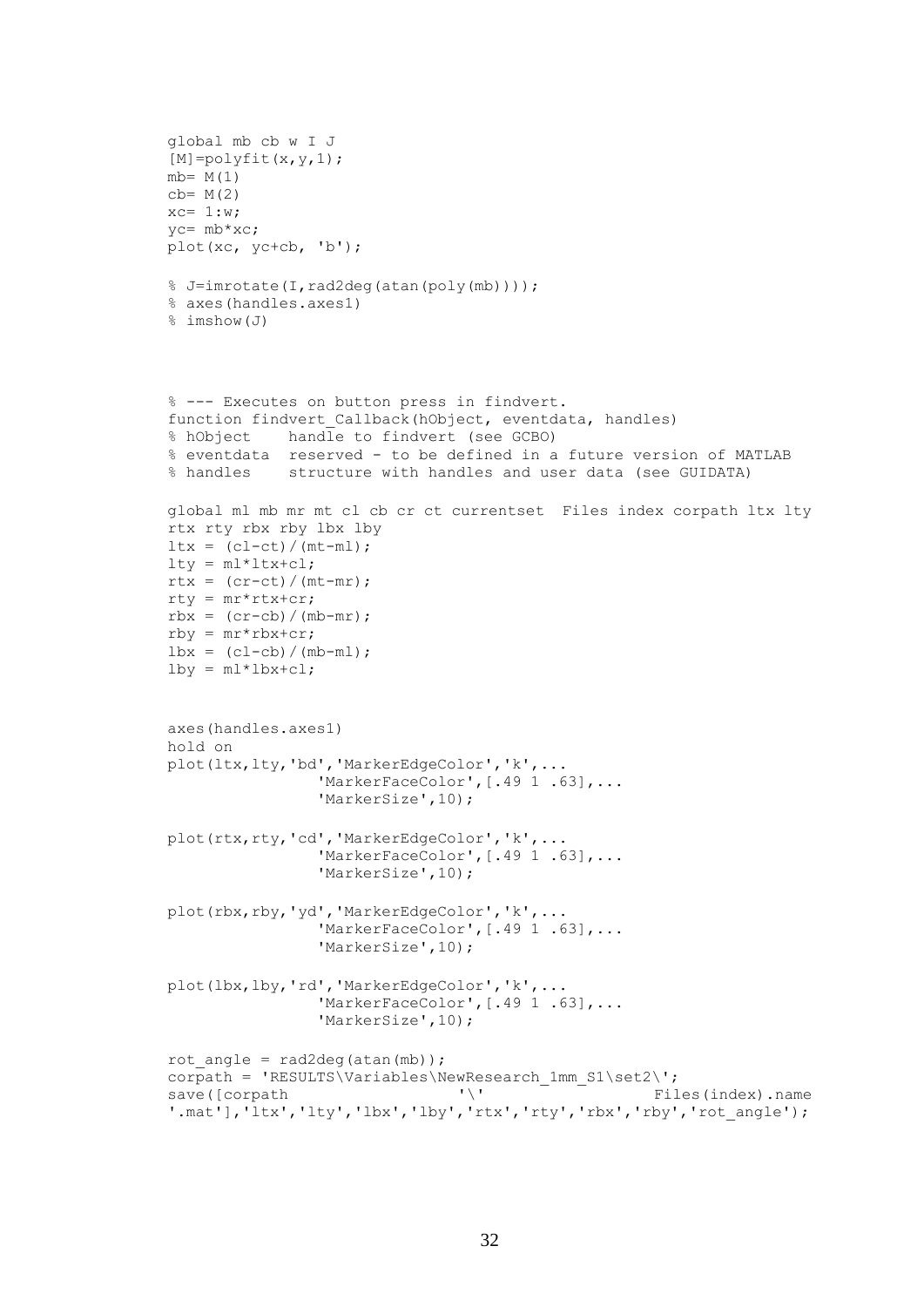```
global mb cb w I J
[M]=polyfit(x,y,1);
mb= M(1)
cb= M(2)
xc= 1:w;
yc= mb*xc;
plot(xc, yc+cb, 'b');

% J=imrotate(I,rad2deg(atan(poly(mb))));
% axes(handles.axes1)
% imshow(J)



% --- Executes on button press in findvert.
function findvert_Callback(hObject, eventdata, handles)
% hObject    handle to findvert (see GCBO)
% eventdata  reserved - to be defined in a future version of MATLAB
% handles    structure with handles and user data (see GUIDATA)

global ml mb mr mt cl cb cr ct currentset  Files index corpath ltx lty
rtx rty rbx rby lbx lby
ltx = (cl-ct)/(mt-ml);
lty = ml*ltx+cl;
rtx = (cr-ct)/(mt-mr);
rty = mr*rtx+cr;
rbx = (cr-cb)/(mb-mr);
rby = mr*rbx+cr;
lbx = (cl-cb)/(mb-ml);
lby = ml*lbx+cl;


axes(handles.axes1)
hold on
plot(ltx,lty,'bd','MarkerEdgeColor','k',...
                'MarkerFaceColor',[.49 1 .63],...
                'MarkerSize',10);

plot(rtx,rty,'cd','MarkerEdgeColor','k',...
                'MarkerFaceColor',[.49 1 .63],...
                'MarkerSize',10);

plot(rbx,rby,'yd','MarkerEdgeColor','k',...
                'MarkerFaceColor',[.49 1 .63],...
                'MarkerSize',10);

plot(lbx,lby,'rd','MarkerEdgeColor','k',...
                'MarkerFaceColor',[.49 1 .63],...
                'MarkerSize',10);

rot_angle = rad2deg(atan(mb));
corpath = 'RESULTS\Variables\NewResearch_1mm_S1\set2\';
save([corpath                  '\'                  Files(index).name
'.mat'],'ltx','lty','lbx','lby','rtx','rty','rbx','rby','rot_angle');
```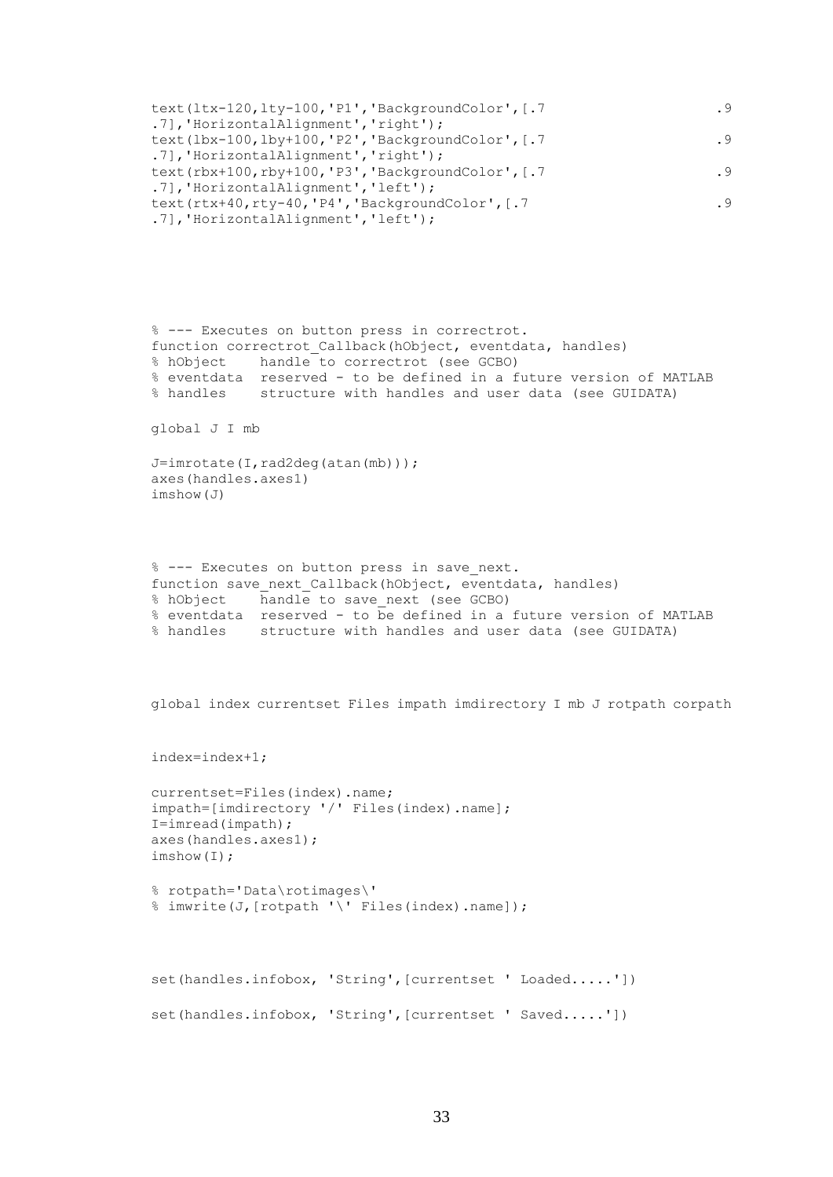```
text(ltx-120,lty-100,'P1','BackgroundColor',[.7                           .9
.7],'HorizontalAlignment','right');
text(lbx-100,lby+100,'P2','BackgroundColor',[.7                           .9
.7],'HorizontalAlignment','right');
text(rbx+100,rby+100,'P3','BackgroundColor',[.7                           .9
.7],'HorizontalAlignment','left');
text(rtx+40,rty-40,'P4','BackgroundColor',[.7                             .9
.7],'HorizontalAlignment','left');





% --- Executes on button press in correctrot.
function correctrot_Callback(hObject, eventdata, handles)
% hObject    handle to correctrot (see GCBO)
% eventdata  reserved - to be defined in a future version of MATLAB
% handles    structure with handles and user data (see GUIDATA)

global J I mb

J=imrotate(I,rad2deg(atan(mb)));
axes(handles.axes1)
imshow(J)



% --- Executes on button press in save_next.
function save_next_Callback(hObject, eventdata, handles)
% hObject    handle to save_next (see GCBO)
% eventdata  reserved - to be defined in a future version of MATLAB
% handles    structure with handles and user data (see GUIDATA)



global index currentset Files impath imdirectory I mb J rotpath corpath


index=index+1;

currentset=Files(index).name;
impath=[imdirectory '/' Files(index).name];
I=imread(impath);
axes(handles.axes1);
imshow(I);

% rotpath='Data\rotimages\'
% imwrite(J,[rotpath '\' Files(index).name]);



set(handles.infobox, 'String',[currentset ' Loaded.....'])

set(handles.infobox, 'String',[currentset ' Saved.....'])
```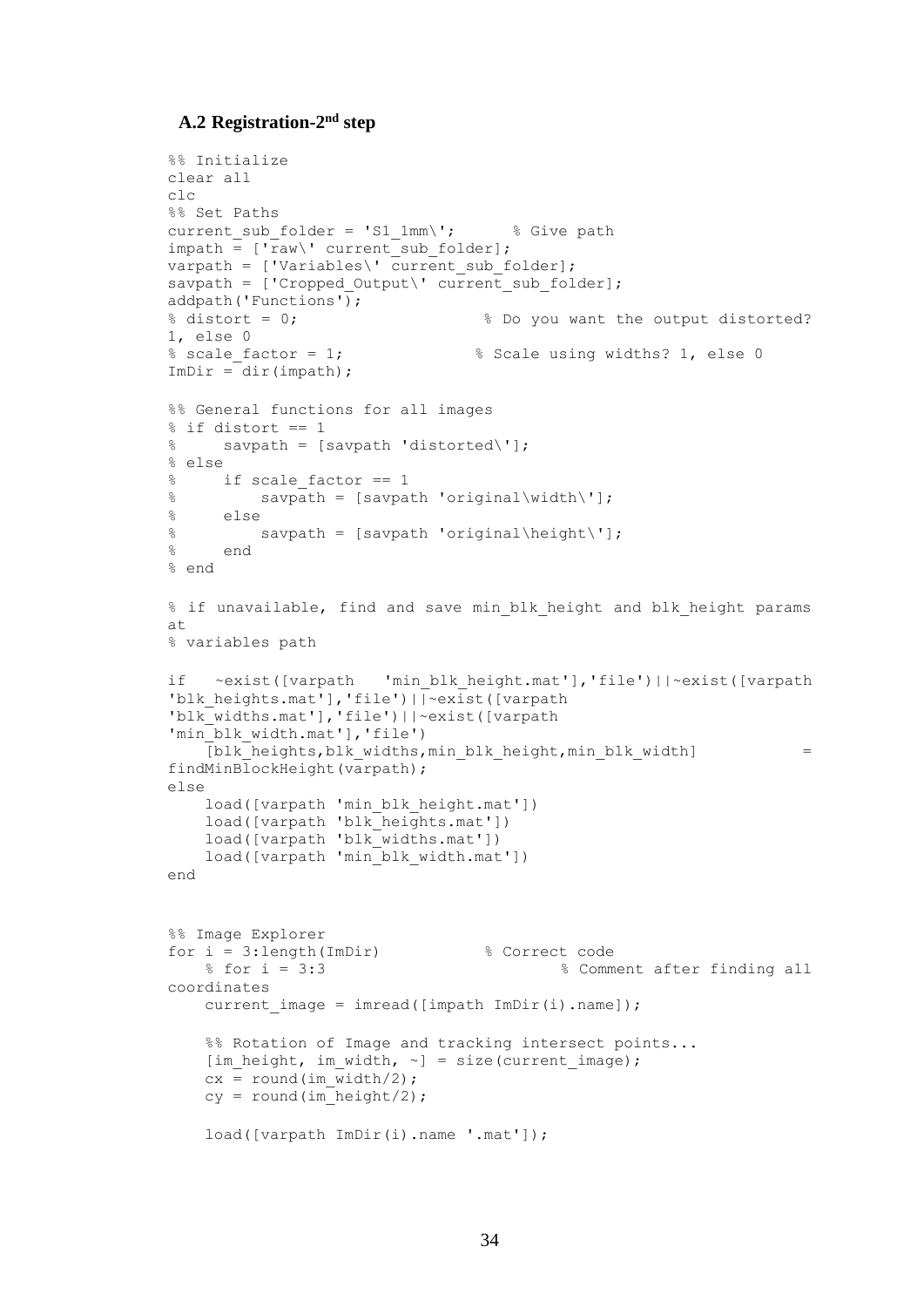### A.2 Registration-2nd step

```
%% Initialize
clear all
clc
%% Set Paths
current_sub_folder = 'S1_1mm\';      % Give path
impath = ['raw\' current_sub_folder];
varpath = ['Variables\' current_sub_folder];
savpath = ['Cropped_Output\' current_sub_folder];
addpath('Functions');
% distort = 0;                    % Do you want the output distorted?
1, else 0
% scale_factor = 1;              % Scale using widths? 1, else 0
ImDir = dir(impath);

%% General functions for all images
% if distort == 1
%     savpath = [savpath 'distorted\'];
% else
%     if scale_factor == 1
%         savpath = [savpath 'original\width\'];
%     else
%         savpath = [savpath 'original\height\'];
%     end
% end

% if unavailable, find and save min_blk_height and blk_height params
at
% variables path

if   ~exist([varpath   'min_blk_height.mat'],'file')||~exist([varpath
'blk_heights.mat'],'file')||~exist([varpath
'blk_widths.mat'],'file')||~exist([varpath
'min_blk_width.mat'],'file')
    [blk_heights,blk_widths,min_blk_height,min_blk_width]           =
findMinBlockHeight(varpath);
else
    load([varpath 'min_blk_height.mat'])
    load([varpath 'blk_heights.mat'])
    load([varpath 'blk_widths.mat'])
    load([varpath 'min_blk_width.mat'])
end


%% Image Explorer
for i = 3:length(ImDir)          % Correct code
    % for i = 3:3                          % Comment after finding all
coordinates
    current_image = imread([impath ImDir(i).name]);

    %% Rotation of Image and tracking intersect points...
    [im_height, im_width, ~] = size(current_image);
    cx = round(im_width/2);
    cy = round(im_height/2);

    load([varpath ImDir(i).name '.mat']);
```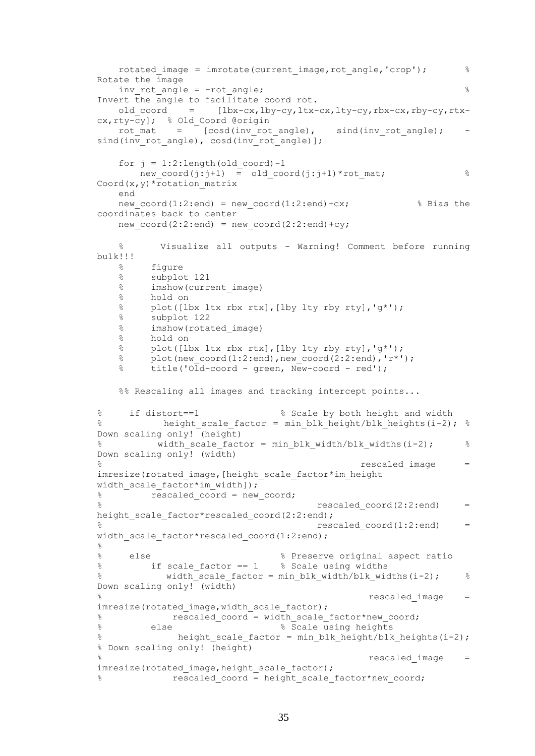```
    rotated_image = imrotate(current_image,rot_angle,'crop');       % Rotate the image
    inv_rot_angle = -rot_angle;                                     % Invert the angle to facilitate coord rot.
    old_coord    =    [lbx-cx,lby-cy,ltx-cx,lty-cy,rbx-cx,rby-cy,rtx-cx,rty-cy];  % Old_Coord @origin
    rot_mat    =    [cosd(inv_rot_angle),    sind(inv_rot_angle);    -sind(inv_rot_angle), cosd(inv_rot_angle)];

    for j = 1:2:length(old_coord)-1
        new_coord(j:j+1)  =  old_coord(j:j+1)*rot_mat;              % Coord(x,y)*rotation_matrix
    end
    new_coord(1:2:end) = new_coord(1:2:end)+cx;             % Bias the coordinates back to center
    new_coord(2:2:end) = new_coord(2:2:end)+cy;

    %       Visualize all outputs - Warning! Comment before running bulk!!!
    %     figure
    %     subplot 121
    %     imshow(current_image)
    %     hold on
    %     plot([lbx ltx rbx rtx],[lby lty rby rty],'g*');
    %     subplot 122
    %     imshow(rotated_image)
    %     hold on
    %     plot([lbx ltx rbx rtx],[lby lty rby rty],'g*');
    %     plot(new_coord(1:2:end),new_coord(2:2:end),'r*');
    %     title('Old-coord - green, New-coord - red');

    %% Rescaling all images and tracking intercept points...

%     if distort==1              % Scale by both height and width
%           height_scale_factor = min_blk_height/blk_heights(i-2); % Down scaling only! (height)
%          width_scale_factor = min_blk_width/blk_widths(i-2);      % Down scaling only! (width)
%                                                    rescaled_image     = imresize(rotated_image,[height_scale_factor*im_height width_scale_factor*im_width]);
%         rescaled_coord = new_coord;
%                                        rescaled_coord(2:2:end)     = height_scale_factor*rescaled_coord(2:2:end);
%                                        rescaled_coord(1:2:end)     = width_scale_factor*rescaled_coord(1:2:end);
%
%     else                       % Preserve original aspect ratio
%         if scale_factor == 1    % Scale using widths
%            width_scale_factor = min_blk_width/blk_widths(i-2);     % Down scaling only! (width)
%                                                      rescaled_image    = imresize(rotated_image,width_scale_factor);
%             rescaled_coord = width_scale_factor*new_coord;
%         else                   % Scale using heights
%             height_scale_factor = min_blk_height/blk_heights(i-2); % Down scaling only! (height)
%                                                      rescaled_image    = imresize(rotated_image,height_scale_factor);
%             rescaled_coord = height_scale_factor*new_coord;
```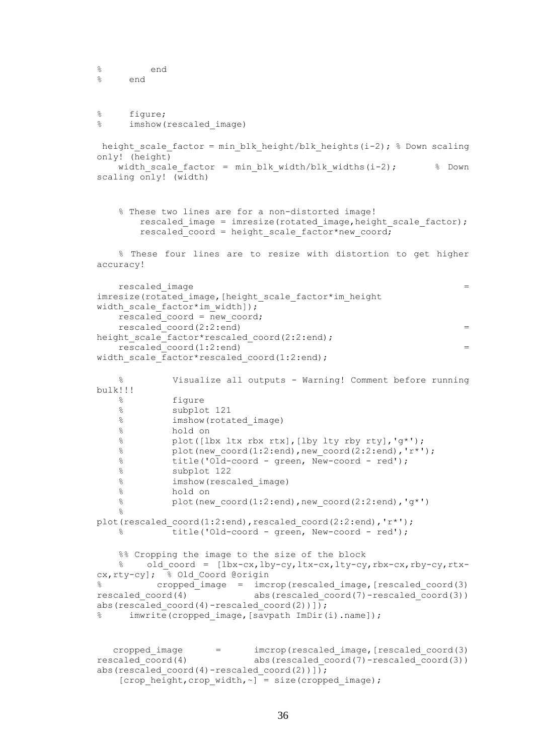```
%         end
%     end


%     figure;
%     imshow(rescaled_image)

 height_scale_factor = min_blk_height/blk_heights(i-2); % Down scaling only! (height)
    width_scale_factor  = min_blk_width/blk_widths(i-2);       % Down scaling only! (width)


    % These two lines are for a non-distorted image!
        rescaled_image = imresize(rotated_image,height_scale_factor);
        rescaled_coord = height_scale_factor*new_coord;

    % These four lines are to resize with distortion to get higher accuracy!

    rescaled_image = imresize(rotated_image,[height_scale_factor*im_height width_scale_factor*im_width]);
    rescaled_coord = new_coord;
    rescaled_coord(2:2:end) = height_scale_factor*rescaled_coord(2:2:end);
    rescaled_coord(1:2:end) = width_scale_factor*rescaled_coord(1:2:end);

    %         Visualize all outputs - Warning! Comment before running bulk!!!
    %         figure
    %         subplot 121
    %         imshow(rotated_image)
    %         hold on
    %         plot([lbx ltx rbx rtx],[lby lty rby rty],'g*');
    %         plot(new_coord(1:2:end),new_coord(2:2:end),'r*');
    %         title('Old-coord - green, New-coord - red');
    %         subplot 122
    %         imshow(rescaled_image)
    %         hold on
    %         plot(new_coord(1:2:end),new_coord(2:2:end),'g*')
    %         plot(rescaled_coord(1:2:end),rescaled_coord(2:2:end),'r*');
    %         title('Old-coord - green, New-coord - red');

    %% Cropping the image to the size of the block
    %    old_coord = [lbx-cx,lby-cy,ltx-cx,lty-cy,rbx-cx,rby-cy,rtx-cx,rty-cy];  % Old_Coord @origin
%          cropped_image = imcrop(rescaled_image,[rescaled_coord(3) rescaled_coord(4)           abs(rescaled_coord(7)-rescaled_coord(3)) abs(rescaled_coord(4)-rescaled_coord(2))]);
%     imwrite(cropped_image,[savpath ImDir(i).name]);


   cropped_image     =     imcrop(rescaled_image,[rescaled_coord(3) rescaled_coord(4)           abs(rescaled_coord(7)-rescaled_coord(3)) abs(rescaled_coord(4)-rescaled_coord(2))]);
    [crop_height,crop_width,~] = size(cropped_image);
```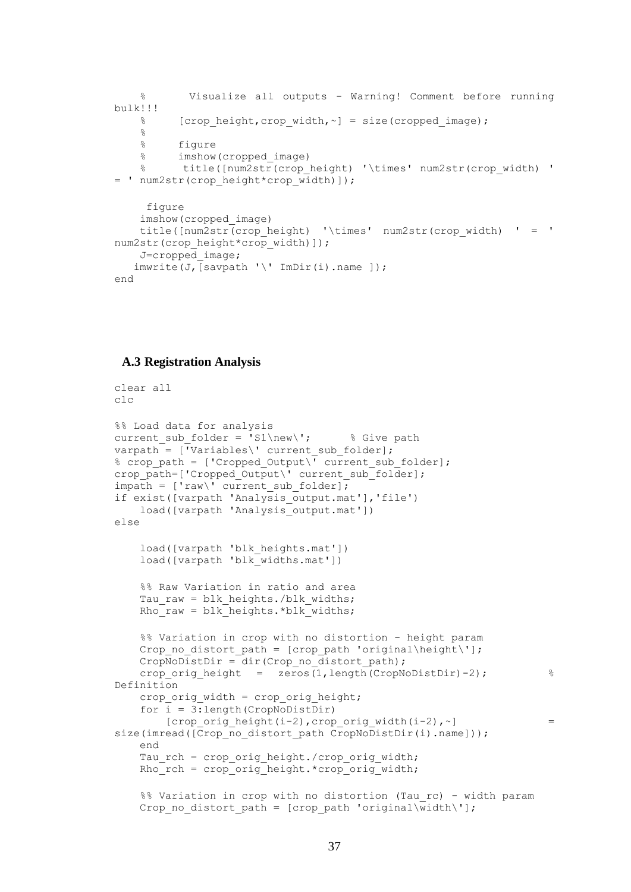```
    %       Visualize all outputs - Warning! Comment before running
bulk!!!
    %     [crop_height,crop_width,~] = size(cropped_image);
    %
    %     figure
    %     imshow(cropped_image)
    %      title([num2str(crop_height) '\times' num2str(crop_width) '
= ' num2str(crop_height*crop_width)]);

     figure
    imshow(cropped_image)
    title([num2str(crop_height)  '\times'  num2str(crop_width)  ' = '
num2str(crop_height*crop_width)]);
    J=cropped_image;
   imwrite(J,[savpath '\' ImDir(i).name ]);
end
```

### A.3 Registration Analysis

```
clear all
clc

%% Load data for analysis
current_sub_folder = 'S1\new\';      % Give path
varpath = ['Variables\' current_sub_folder];
% crop_path = ['Cropped_Output\' current_sub_folder];
crop_path=['Cropped_Output\' current_sub_folder];
impath = ['raw\' current_sub_folder];
if exist([varpath 'Analysis_output.mat'],'file')
    load([varpath 'Analysis_output.mat'])
else

    load([varpath 'blk_heights.mat'])
    load([varpath 'blk_widths.mat'])

    %% Raw Variation in ratio and area
    Tau_raw = blk_heights./blk_widths;
    Rho_raw = blk_heights.*blk_widths;

    %% Variation in crop with no distortion - height param
    Crop_no_distort_path = [crop_path 'original\height\'];
    CropNoDistDir = dir(Crop_no_distort_path);
    crop_orig_height  =  zeros(1,length(CropNoDistDir)-2);         %
Definition
    crop_orig_width = crop_orig_height;
    for i = 3:length(CropNoDistDir)
        [crop_orig_height(i-2),crop_orig_width(i-2),~]              =
size(imread([Crop_no_distort_path CropNoDistDir(i).name]));
    end
    Tau_rch = crop_orig_height./crop_orig_width;
    Rho_rch = crop_orig_height.*crop_orig_width;

    %% Variation in crop with no distortion (Tau_rc) - width param
    Crop_no_distort_path = [crop_path 'original\width\'];
```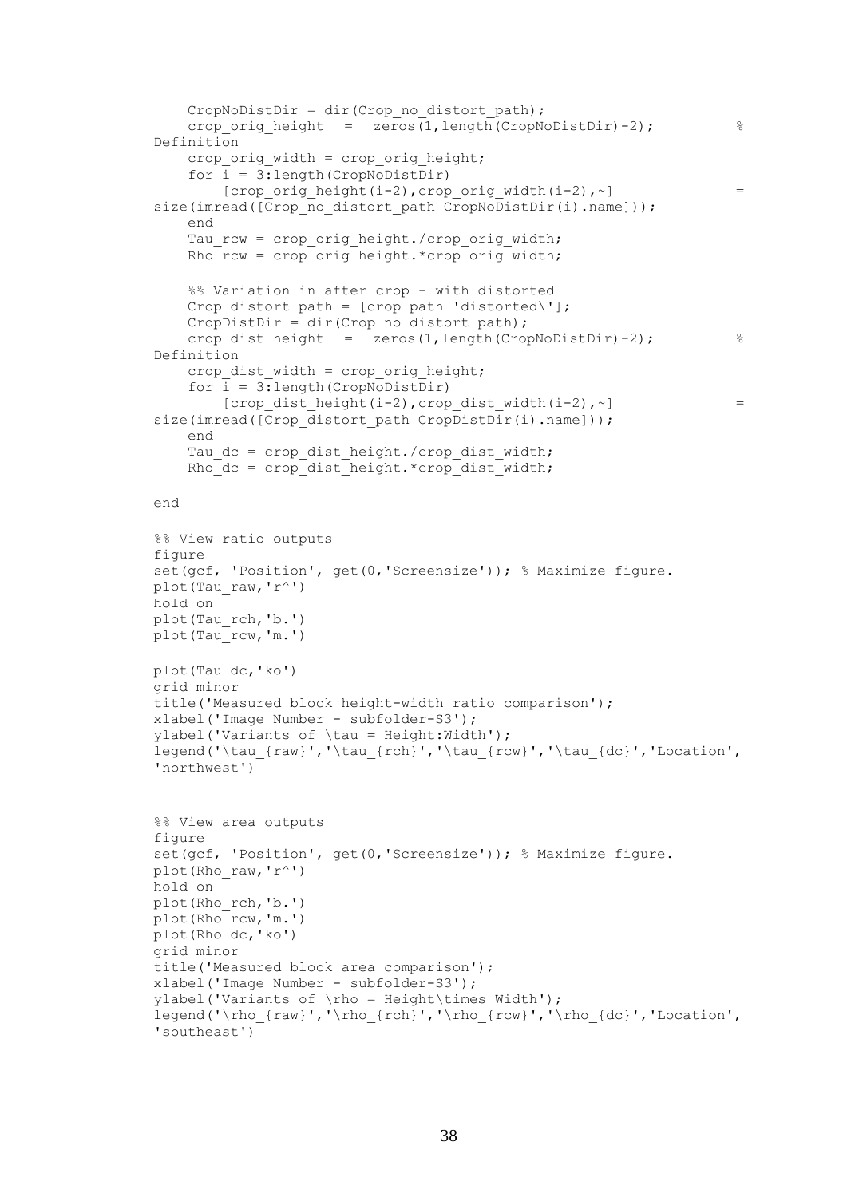```
    CropNoDistDir = dir(Crop_no_distort_path);
    crop_orig_height  =  zeros(1,length(CropNoDistDir)-2);          %
Definition
    crop_orig_width = crop_orig_height;
    for i = 3:length(CropNoDistDir)
        [crop_orig_height(i-2),crop_orig_width(i-2),~]                =
size(imread([Crop_no_distort_path CropNoDistDir(i).name]));
    end
    Tau_rcw = crop_orig_height./crop_orig_width;
    Rho_rcw = crop_orig_height.*crop_orig_width;

    %% Variation in after crop - with distorted
    Crop_distort_path = [crop_path 'distorted\'];
    CropDistDir = dir(Crop_no_distort_path);
    crop_dist_height  =  zeros(1,length(CropNoDistDir)-2);          %
Definition
    crop_dist_width = crop_orig_height;
    for i = 3:length(CropNoDistDir)
        [crop_dist_height(i-2),crop_dist_width(i-2),~]                =
size(imread([Crop_distort_path CropDistDir(i).name]));
    end
    Tau_dc = crop_dist_height./crop_dist_width;
    Rho_dc = crop_dist_height.*crop_dist_width;

end

%% View ratio outputs
figure
set(gcf, 'Position', get(0,'Screensize')); % Maximize figure.
plot(Tau_raw,'r^')
hold on
plot(Tau_rch,'b.')
plot(Tau_rcw,'m.')

plot(Tau_dc,'ko')
grid minor
title('Measured block height-width ratio comparison');
xlabel('Image Number - subfolder-S3');
ylabel('Variants of \tau = Height:Width');
legend('\tau_{raw}','\tau_{rch}','\tau_{rcw}','\tau_{dc}','Location',
'northwest')


%% View area outputs
figure
set(gcf, 'Position', get(0,'Screensize')); % Maximize figure.
plot(Rho_raw,'r^')
hold on
plot(Rho_rch,'b.')
plot(Rho_rcw,'m.')
plot(Rho_dc,'ko')
grid minor
title('Measured block area comparison');
xlabel('Image Number - subfolder-S3');
ylabel('Variants of \rho = Height\times Width');
legend('\rho_{raw}','\rho_{rch}','\rho_{rcw}','\rho_{dc}','Location',
'southeast')
```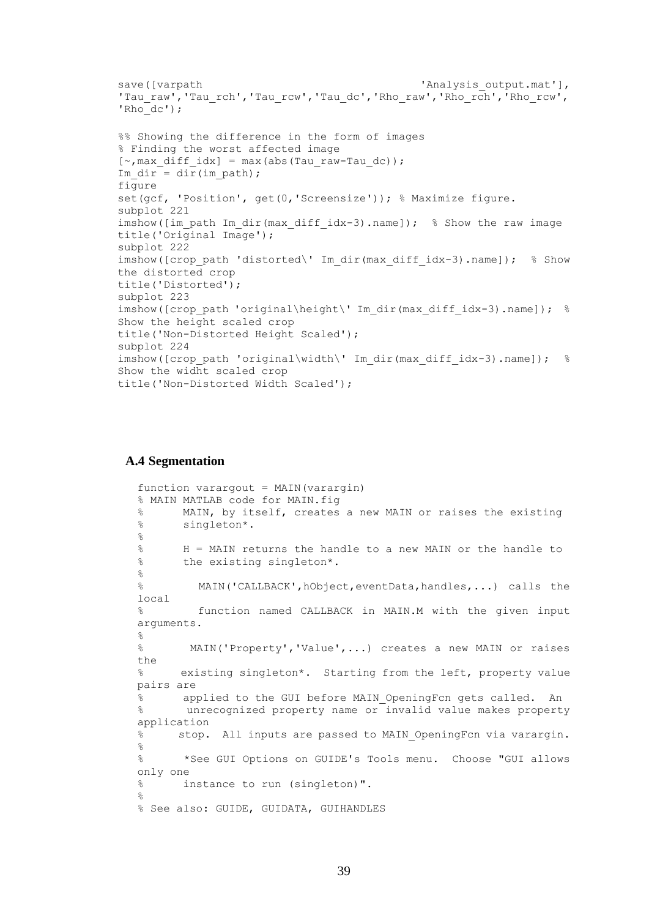```
save([varpath                                    'Analysis_output.mat'],
'Tau_raw','Tau_rch','Tau_rcw','Tau_dc','Rho_raw','Rho_rch','Rho_rcw',
'Rho_dc');

%% Showing the difference in the form of images
% Finding the worst affected image
[~,max_diff_idx] = max(abs(Tau_raw-Tau_dc));
Im_dir = dir(im_path);
figure
set(gcf, 'Position', get(0,'Screensize')); % Maximize figure.
subplot 221
imshow([im_path Im_dir(max_diff_idx-3).name]);  % Show the raw image
title('Original Image');
subplot 222
imshow([crop_path 'distorted\' Im_dir(max_diff_idx-3).name]);  % Show
the distorted crop
title('Distorted');
subplot 223
imshow([crop_path 'original\height\' Im_dir(max_diff_idx-3).name]);  %
Show the height scaled crop
title('Non-Distorted Height Scaled');
subplot 224
imshow([crop_path 'original\width\' Im_dir(max_diff_idx-3).name]);  %
Show the widht scaled crop
title('Non-Distorted Width Scaled');
```

### A.4 Segmentation

```
function varargout = MAIN(varargin)
% MAIN MATLAB code for MAIN.fig
%      MAIN, by itself, creates a new MAIN or raises the existing
%      singleton*.
%
%      H = MAIN returns the handle to a new MAIN or the handle to
%      the existing singleton*.
%
%        MAIN('CALLBACK',hObject,eventData,handles,...) calls the
local
%        function named CALLBACK in MAIN.M with the given input
arguments.
%
%       MAIN('Property','Value',...) creates a new MAIN or raises
the
%      existing singleton*.  Starting from the left, property value
pairs are
%      applied to the GUI before MAIN_OpeningFcn gets called.  An
%       unrecognized property name or invalid value makes property
application
%      stop.  All inputs are passed to MAIN_OpeningFcn via varargin.
%
%      *See GUI Options on GUIDE's Tools menu.  Choose "GUI allows
only one
%      instance to run (singleton)".
%
% See also: GUIDE, GUIDATA, GUIHANDLES
```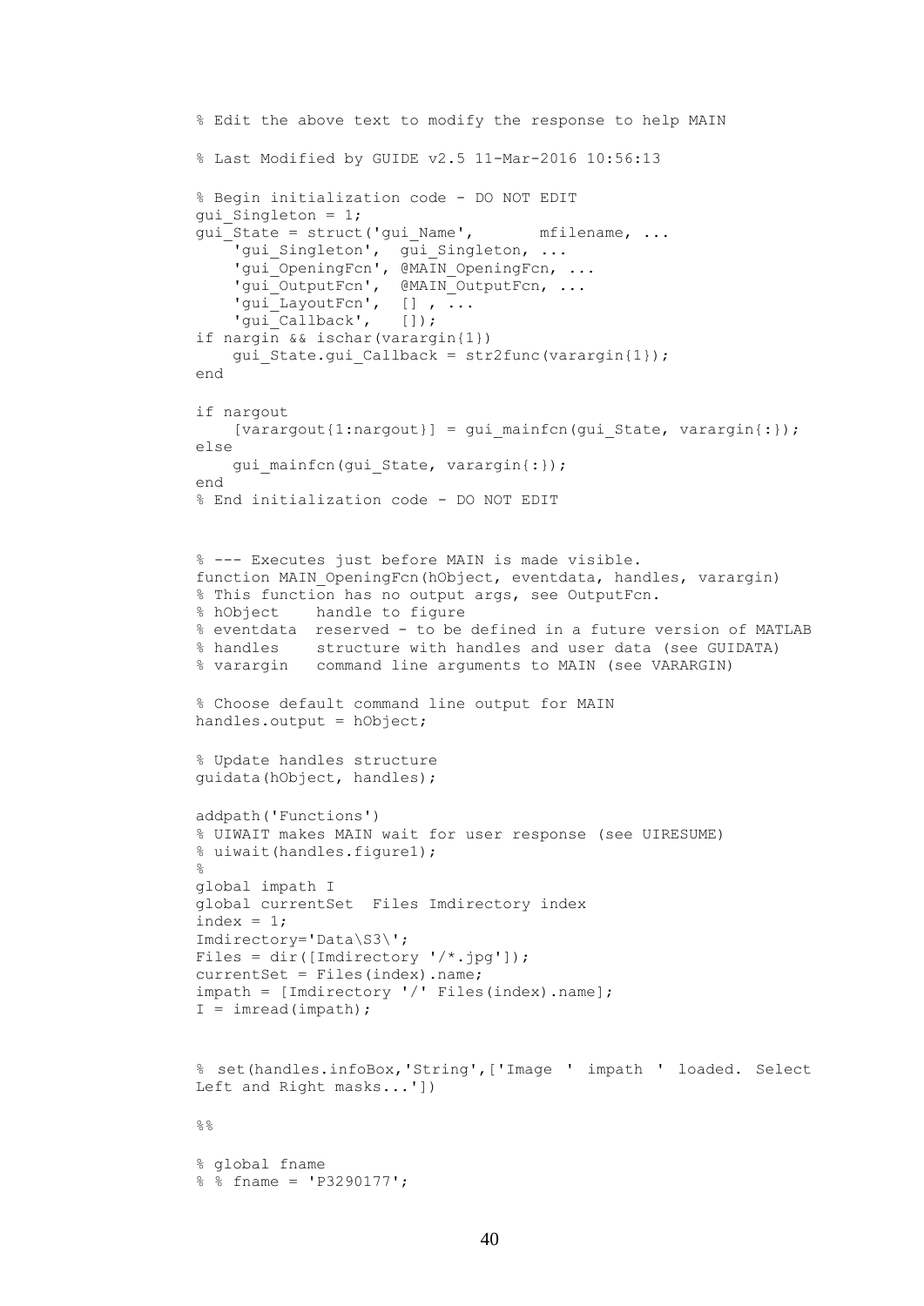```
% Edit the above text to modify the response to help MAIN

% Last Modified by GUIDE v2.5 11-Mar-2016 10:56:13

% Begin initialization code - DO NOT EDIT
gui_Singleton = 1;
gui_State = struct('gui_Name',       mfilename, ...
    'gui_Singleton',  gui_Singleton, ...
    'gui_OpeningFcn', @MAIN_OpeningFcn, ...
    'gui_OutputFcn',  @MAIN_OutputFcn, ...
    'gui_LayoutFcn',  [] , ...
    'gui_Callback',   []);
if nargin && ischar(varargin{1})
    gui_State.gui_Callback = str2func(varargin{1});
end

if nargout
    [varargout{1:nargout}] = gui_mainfcn(gui_State, varargin{:});
else
    gui_mainfcn(gui_State, varargin{:});
end
% End initialization code - DO NOT EDIT


% --- Executes just before MAIN is made visible.
function MAIN_OpeningFcn(hObject, eventdata, handles, varargin)
% This function has no output args, see OutputFcn.
% hObject    handle to figure
% eventdata  reserved - to be defined in a future version of MATLAB
% handles    structure with handles and user data (see GUIDATA)
% varargin   command line arguments to MAIN (see VARARGIN)

% Choose default command line output for MAIN
handles.output = hObject;

% Update handles structure
guidata(hObject, handles);

addpath('Functions')
% UIWAIT makes MAIN wait for user response (see UIRESUME)
% uiwait(handles.figure1);
%
global impath I
global currentSet  Files Imdirectory index
index = 1;
Imdirectory='Data\S3\';
Files = dir([Imdirectory '/*.jpg']);
currentSet = Files(index).name;
impath = [Imdirectory '/' Files(index).name];
I = imread(impath);


% set(handles.infoBox,'String',['Image ' impath ' loaded. Select
Left and Right masks...'])

%%

% global fname
% % fname = 'P3290177';
```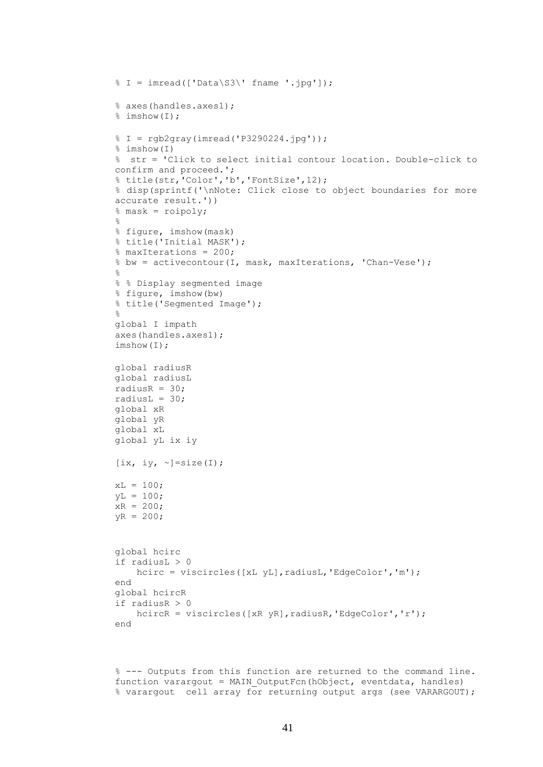```
% I = imread(['Data\S3\' fname '.jpg']);

% axes(handles.axes1);
% imshow(I);

% I = rgb2gray(imread('P3290224.jpg'));
% imshow(I)
%  str = 'Click to select initial contour location. Double-click to
confirm and proceed.';
% title(str,'Color','b','FontSize',12);
% disp(sprintf('\nNote: Click close to object boundaries for more
accurate result.'))
% mask = roipoly;
%
% figure, imshow(mask)
% title('Initial MASK');
% maxIterations = 200;
% bw = activecontour(I, mask, maxIterations, 'Chan-Vese');
%
% % Display segmented image
% figure, imshow(bw)
% title('Segmented Image');
%
global I impath
axes(handles.axes1);
imshow(I);

global radiusR
global radiusL
radiusR = 30;
radiusL = 30;
global xR
global yR
global xL
global yL ix iy

[ix, iy, ~]=size(I);

xL = 100;
yL = 100;
xR = 200;
yR = 200;


global hcirc
if radiusL > 0
    hcirc = viscircles([xL yL],radiusL,'EdgeColor','m');
end
global hcircR
if radiusR > 0
    hcircR = viscircles([xR yR],radiusR,'EdgeColor','r');
end



% --- Outputs from this function are returned to the command line.
function varargout = MAIN_OutputFcn(hObject, eventdata, handles)
% varargout  cell array for returning output args (see VARARGOUT);
```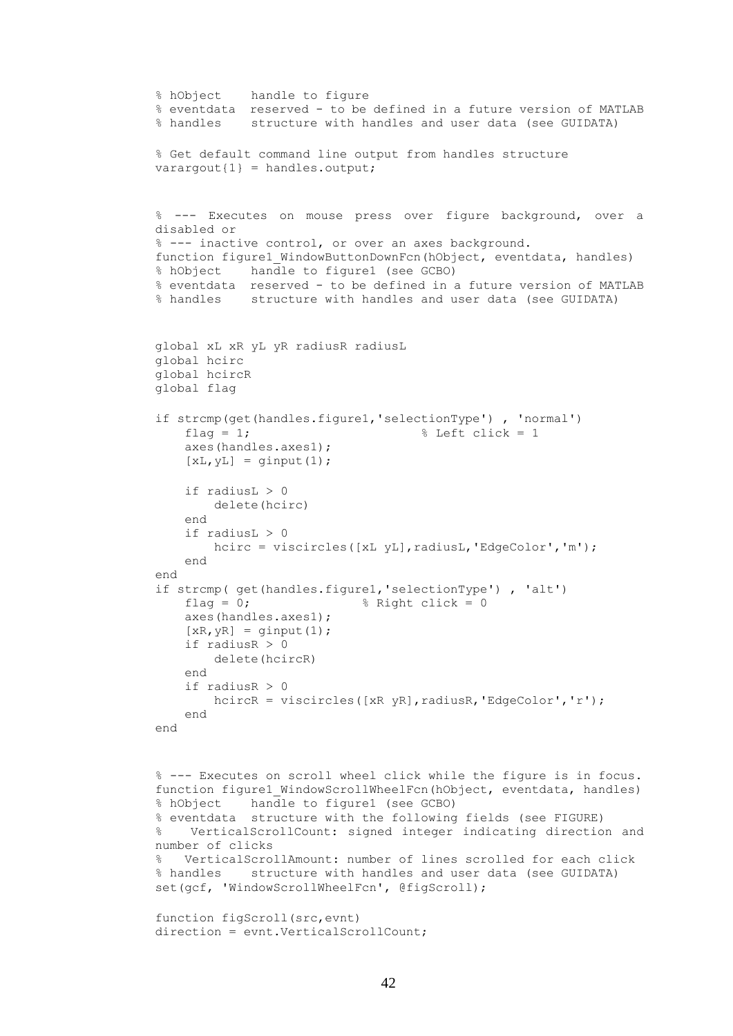```
% hObject    handle to figure
% eventdata  reserved - to be defined in a future version of MATLAB
% handles    structure with handles and user data (see GUIDATA)

% Get default command line output from handles structure
varargout{1} = handles.output;


% --- Executes on mouse press over figure background, over a 
disabled or
% --- inactive control, or over an axes background.
function figure1_WindowButtonDownFcn(hObject, eventdata, handles)
% hObject    handle to figure1 (see GCBO)
% eventdata  reserved - to be defined in a future version of MATLAB
% handles    structure with handles and user data (see GUIDATA)


global xL xR yL yR radiusR radiusL
global hcirc
global hcircR
global flag

if strcmp(get(handles.figure1,'selectionType') , 'normal')
    flag = 1;                        % Left click = 1
    axes(handles.axes1);
    [xL,yL] = ginput(1);

    if radiusL > 0
        delete(hcirc)
    end
    if radiusL > 0
        hcirc = viscircles([xL yL],radiusL,'EdgeColor','m');
    end
end
if strcmp( get(handles.figure1,'selectionType') , 'alt')
    flag = 0;                % Right click = 0
    axes(handles.axes1);
    [xR,yR] = ginput(1);
    if radiusR > 0
        delete(hcircR)
    end
    if radiusR > 0
        hcircR = viscircles([xR yR],radiusR,'EdgeColor','r');
    end
end


% --- Executes on scroll wheel click while the figure is in focus.
function figure1_WindowScrollWheelFcn(hObject, eventdata, handles)
% hObject    handle to figure1 (see GCBO)
% eventdata  structure with the following fields (see FIGURE)
%    VerticalScrollCount: signed integer indicating direction and 
number of clicks
%    VerticalScrollAmount: number of lines scrolled for each click
% handles    structure with handles and user data (see GUIDATA)
set(gcf, 'WindowScrollWheelFcn', @figScroll);

function figScroll(src,evnt)
direction = evnt.VerticalScrollCount;
```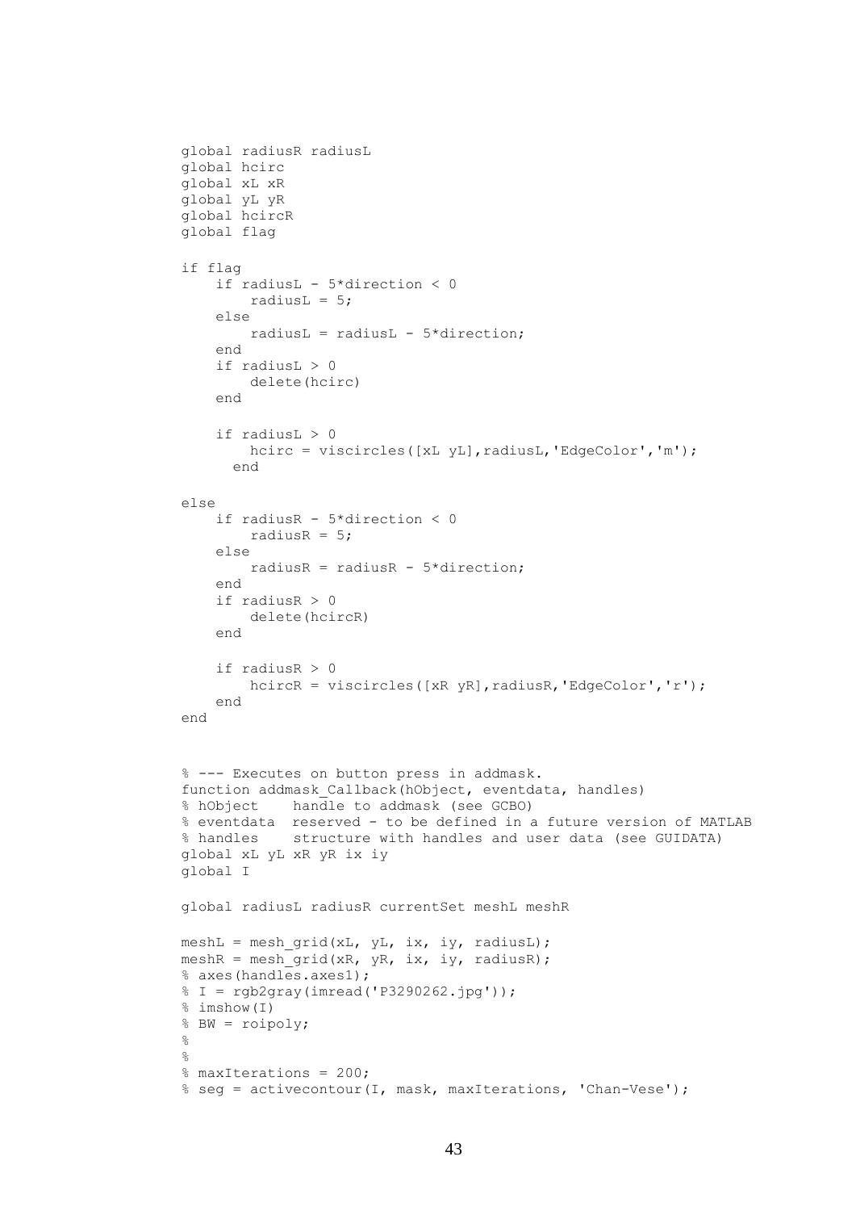```
global radiusR radiusL
global hcirc
global xL xR
global yL yR
global hcircR
global flag

if flag
    if radiusL - 5*direction < 0
        radiusL = 5;
    else
        radiusL = radiusL - 5*direction;
    end
    if radiusL > 0
        delete(hcirc)
    end

    if radiusL > 0
        hcirc = viscircles([xL yL],radiusL,'EdgeColor','m');
      end

else
    if radiusR - 5*direction < 0
        radiusR = 5;
    else
        radiusR = radiusR - 5*direction;
    end
    if radiusR > 0
        delete(hcircR)
    end

    if radiusR > 0
        hcircR = viscircles([xR yR],radiusR,'EdgeColor','r');
    end
end


% --- Executes on button press in addmask.
function addmask_Callback(hObject, eventdata, handles)
% hObject    handle to addmask (see GCBO)
% eventdata  reserved - to be defined in a future version of MATLAB
% handles    structure with handles and user data (see GUIDATA)
global xL yL xR yR ix iy
global I

global radiusL radiusR currentSet meshL meshR

meshL = mesh_grid(xL, yL, ix, iy, radiusL);
meshR = mesh_grid(xR, yR, ix, iy, radiusR);
% axes(handles.axes1);
% I = rgb2gray(imread('P3290262.jpg'));
% imshow(I)
% BW = roipoly;
%
%
% maxIterations = 200;
% seg = activecontour(I, mask, maxIterations, 'Chan-Vese');
```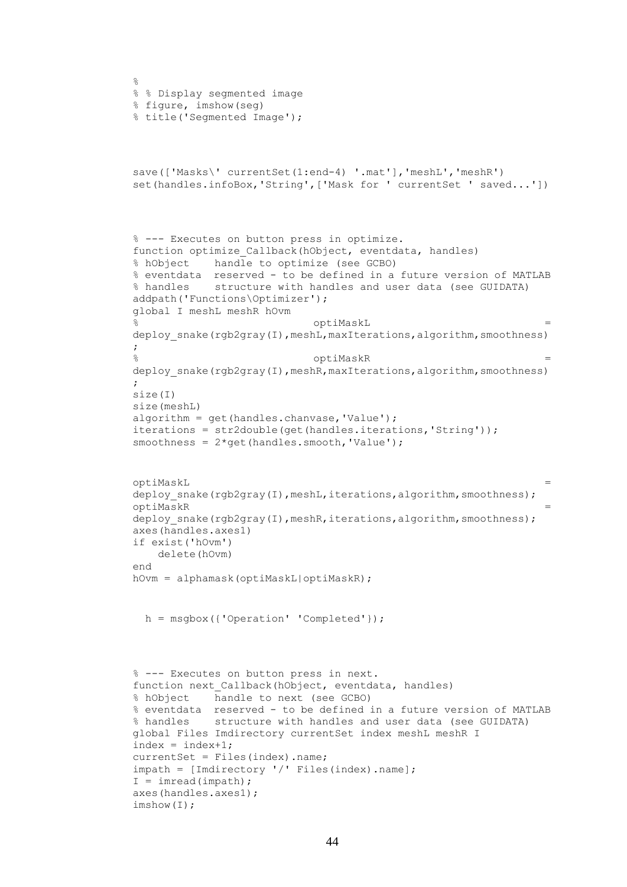```
%
% % Display segmented image
% figure, imshow(seg)
% title('Segmented Image');



save(['Masks\' currentSet(1:end-4) '.mat'],'meshL','meshR')
set(handles.infoBox,'String',['Mask for ' currentSet ' saved...'])



% --- Executes on button press in optimize.
function optimize_Callback(hObject, eventdata, handles)
% hObject    handle to optimize (see GCBO)
% eventdata  reserved - to be defined in a future version of MATLAB
% handles    structure with handles and user data (see GUIDATA)
addpath('Functions\Optimizer');
global I meshL meshR hOvm
%                             optiMaskL                          =
deploy_snake(rgb2gray(I),meshL,maxIterations,algorithm,smoothness)
;
%                             optiMaskR                          =
deploy_snake(rgb2gray(I),meshR,maxIterations,algorithm,smoothness)
;
size(I)
size(meshL)
algorithm = get(handles.chanvase,'Value');
iterations = str2double(get(handles.iterations,'String'));
smoothness = 2*get(handles.smooth,'Value');


optiMaskL                                                        =
deploy_snake(rgb2gray(I),meshL,iterations,algorithm,smoothness);
optiMaskR                                                        =
deploy_snake(rgb2gray(I),meshR,iterations,algorithm,smoothness);
axes(handles.axes1)
if exist('hOvm')
    delete(hOvm)
end
hOvm = alphamask(optiMaskL|optiMaskR);


  h = msgbox({'Operation' 'Completed'});




% --- Executes on button press in next.
function next_Callback(hObject, eventdata, handles)
% hObject    handle to next (see GCBO)
% eventdata  reserved - to be defined in a future version of MATLAB
% handles    structure with handles and user data (see GUIDATA)
global Files Imdirectory currentSet index meshL meshR I
index = index+1;
currentSet = Files(index).name;
impath = [Imdirectory '/' Files(index).name];
I = imread(impath);
axes(handles.axes1);
imshow(I);
```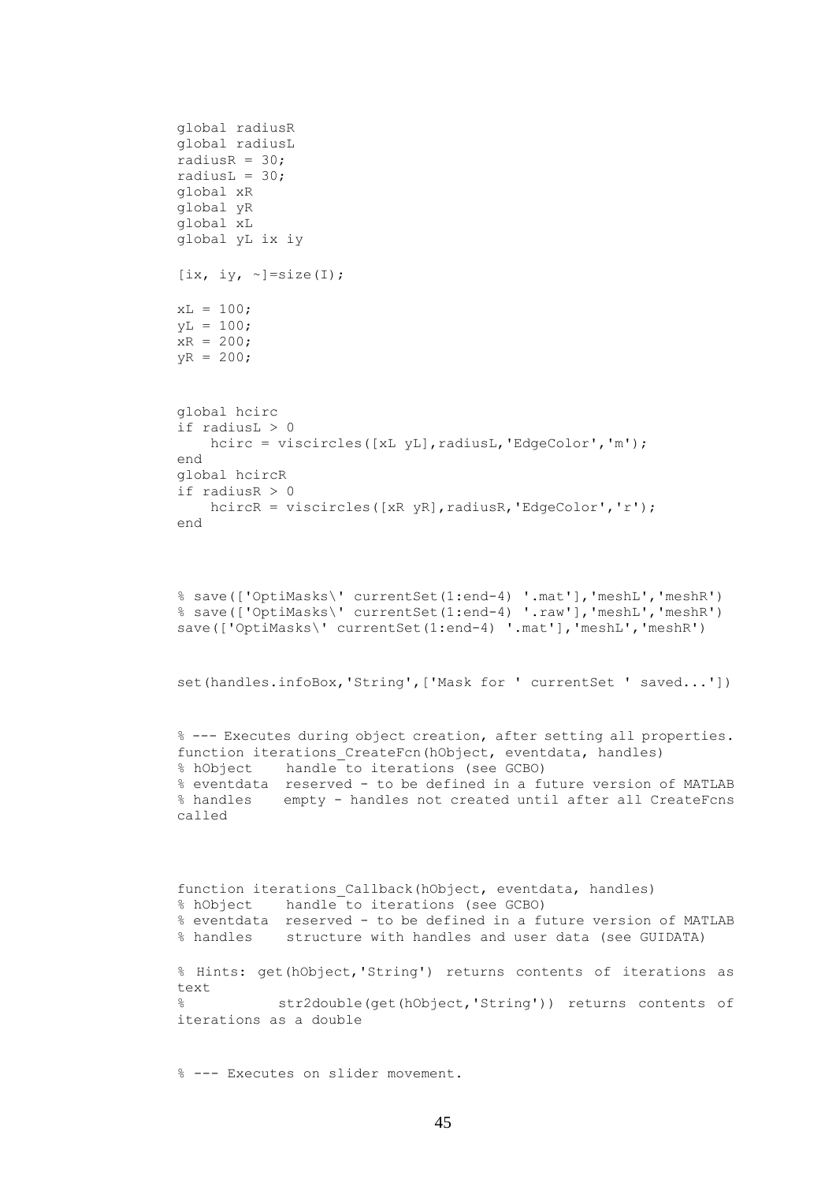```
global radiusR
global radiusL
radiusR = 30;
radiusL = 30;
global xR
global yR
global xL
global yL ix iy

[ix, iy, ~]=size(I);

xL = 100;
yL = 100;
xR = 200;
yR = 200;


global hcirc
if radiusL > 0
    hcirc = viscircles([xL yL],radiusL,'EdgeColor','m');
end
global hcircR
if radiusR > 0
    hcircR = viscircles([xR yR],radiusR,'EdgeColor','r');
end



% save(['OptiMasks\' currentSet(1:end-4) '.mat'],'meshL','meshR')
% save(['OptiMasks\' currentSet(1:end-4) '.raw'],'meshL','meshR')
save(['OptiMasks\' currentSet(1:end-4) '.mat'],'meshL','meshR')


set(handles.infoBox,'String',['Mask for ' currentSet ' saved...'])


% --- Executes during object creation, after setting all properties.
function iterations_CreateFcn(hObject, eventdata, handles)
% hObject    handle to iterations (see GCBO)
% eventdata  reserved - to be defined in a future version of MATLAB
% handles    empty - handles not created until after all CreateFcns
called



function iterations_Callback(hObject, eventdata, handles)
% hObject    handle to iterations (see GCBO)
% eventdata  reserved - to be defined in a future version of MATLAB
% handles    structure with handles and user data (see GUIDATA)

% Hints: get(hObject,'String') returns contents of iterations as
text
%        str2double(get(hObject,'String')) returns contents of
iterations as a double


% --- Executes on slider movement.
```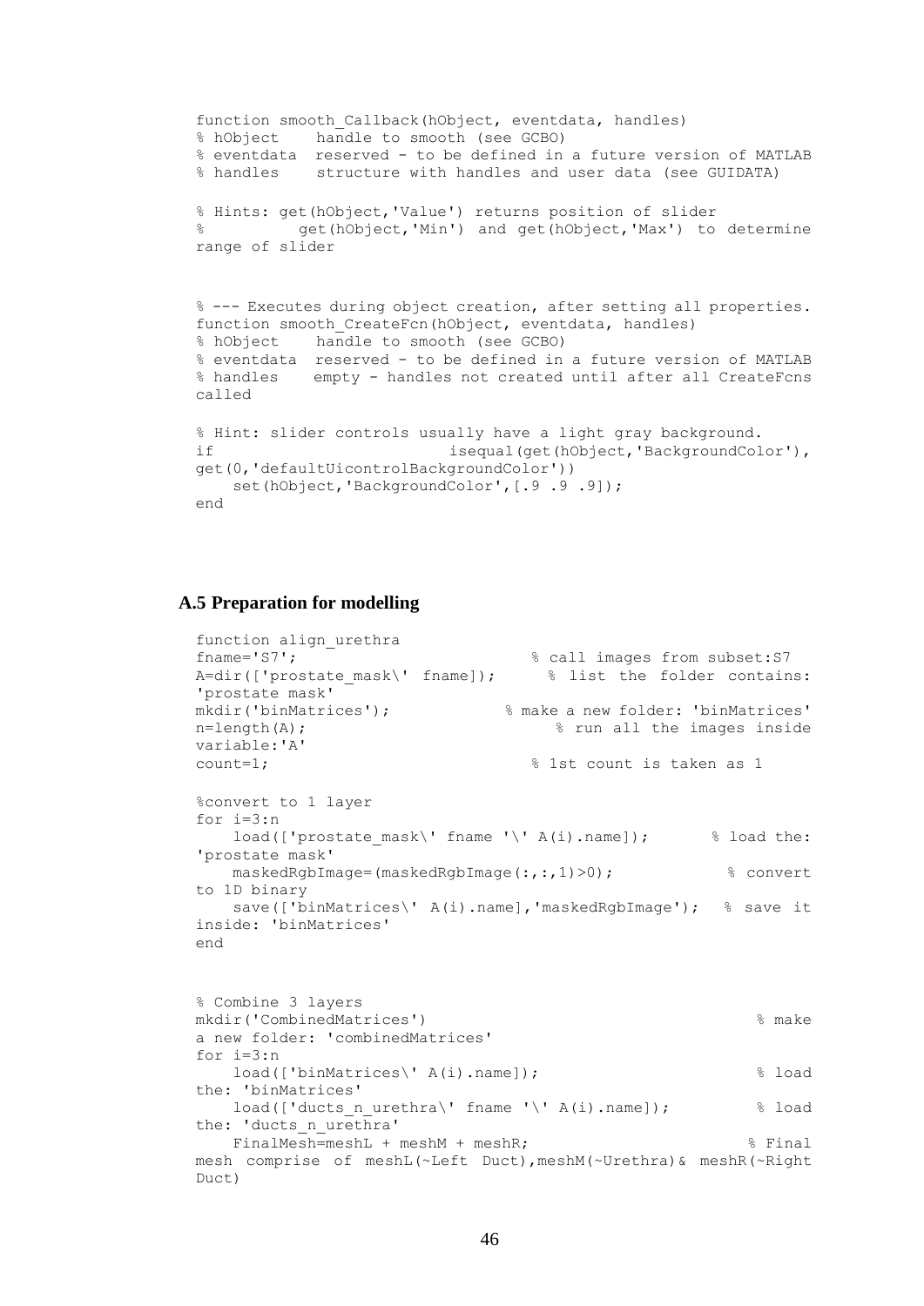```
function smooth_Callback(hObject, eventdata, handles)
% hObject    handle to smooth (see GCBO)
% eventdata  reserved - to be defined in a future version of MATLAB
% handles    structure with handles and user data (see GUIDATA)

% Hints: get(hObject,'Value') returns position of slider
%        get(hObject,'Min') and get(hObject,'Max') to determine
range of slider


% --- Executes during object creation, after setting all properties.
function smooth_CreateFcn(hObject, eventdata, handles)
% hObject    handle to smooth (see GCBO)
% eventdata  reserved - to be defined in a future version of MATLAB
% handles    empty - handles not created until after all CreateFcns
called

% Hint: slider controls usually have a light gray background.
if                          isequal(get(hObject,'BackgroundColor'),
get(0,'defaultUicontrolBackgroundColor'))
    set(hObject,'BackgroundColor',[.9 .9 .9]);
end
```

### A.5 Preparation for modelling

```
function align_urethra
fname='S7';                          % call images from subset:S7
A=dir(['prostate_mask\' fname]);      % list the folder contains:
'prostate mask'
mkdir('binMatrices');             % make a new folder: 'binMatrices'
n=length(A);                          % run all the images inside
variable:'A'
count=1;                             % 1st count is taken as 1

%convert to 1 layer
for i=3:n
    load(['prostate_mask\' fname '\' A(i).name]);       % load the:
'prostate mask'
    maskedRgbImage=(maskedRgbImage(:,:,1)>0);            % convert
to 1D binary
    save(['binMatrices\' A(i).name],'maskedRgbImage');  % save it
inside: 'binMatrices'
end


% Combine 3 layers
mkdir('CombinedMatrices')                                     % make
a new folder: 'combinedMatrices'
for i=3:n
    load(['binMatrices\' A(i).name]);                         % load
the: 'binMatrices'
    load(['ducts_n_urethra\' fname '\' A(i).name]);          % load
the: 'ducts_n_urethra'
    FinalMesh=meshL + meshM + meshR;                          % Final
mesh comprise of meshL(~Left Duct),meshM(~Urethra)& meshR(~Right
Duct)
```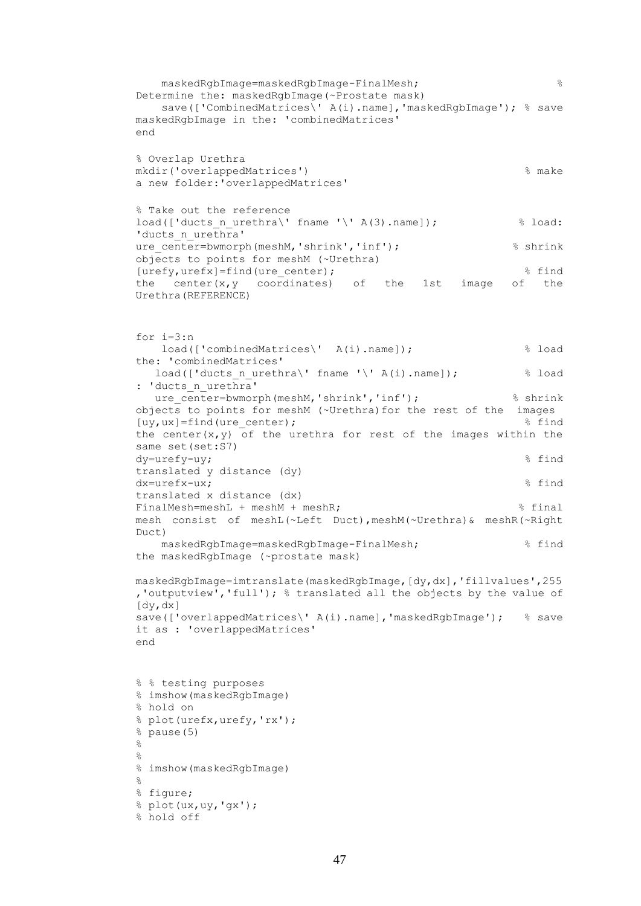```
    maskedRgbImage=maskedRgbImage-FinalMesh;                          %
Determine the: maskedRgbImage(~Prostate mask)
    save(['CombinedMatrices\' A(i).name],'maskedRgbImage'); % save
maskedRgbImage in the: 'combinedMatrices'
end

% Overlap Urethra
mkdir('overlappedMatrices')                                          % make
a new folder:'overlappedMatrices'

% Take out the reference
load(['ducts_n_urethra\' fname '\' A(3).name]);                   % load:
'ducts_n_urethra'
ure_center=bwmorph(meshM,'shrink','inf');                          % shrink
objects to points for meshM (~Urethra)
[urefy,urefx]=find(ure_center);                                      % find
the  center(x,y  coordinates)  of  the  1st  image  of  the
Urethra(REFERENCE)


for i=3:n
    load(['combinedMatrices\'  A(i).name]);                         % load
the: 'combinedMatrices'
   load(['ducts_n_urethra\' fname '\' A(i).name]);                  % load
: 'ducts_n_urethra'
   ure_center=bwmorph(meshM,'shrink','inf');                       % shrink
objects to points for meshM (~Urethra)for the rest of the  images
[uy,ux]=find(ure_center);                                            % find
the center(x,y) of the urethra for rest of the images within the
same set(set:S7)
dy=urefy-uy;                                                         % find
translated y distance (dy)
dx=urefx-ux;                                                         % find
translated x distance (dx)
FinalMesh=meshL + meshM + meshR;                                    % final
mesh  consist  of  meshL(~Left  Duct),meshM(~Urethra)&  meshR(~Right
Duct)
    maskedRgbImage=maskedRgbImage-FinalMesh;                        % find
the maskedRgbImage (~prostate mask)

maskedRgbImage=imtranslate(maskedRgbImage,[dy,dx],'fillvalues',255
,'outputview','full'); % translated all the objects by the value of
[dy,dx]
save(['overlappedMatrices\' A(i).name],'maskedRgbImage');   % save
it as : 'overlappedMatrices'
end


% % testing purposes
% imshow(maskedRgbImage)
% hold on
% plot(urefx,urefy,'rx');
% pause(5)
%
%
% imshow(maskedRgbImage)
%
% figure;
% plot(ux,uy,'gx');
% hold off
```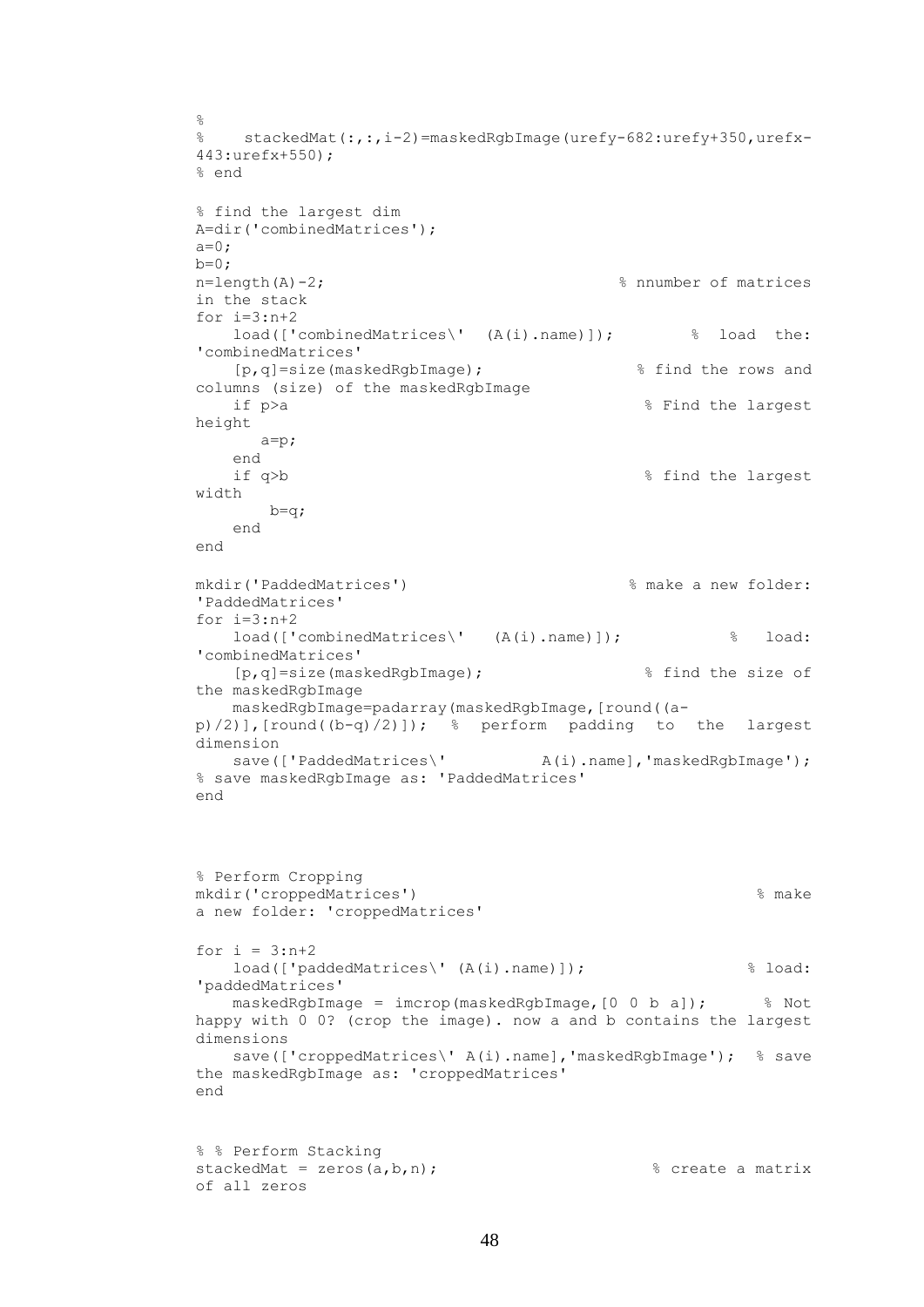```
%
%    stackedMat(:,:,i-2)=maskedRgbImage(urefy-682:urefy+350,urefx-
443:urefx+550);
% end

% find the largest dim
A=dir('combinedMatrices');
a=0;
b=0;
n=length(A)-2;                                  % nnumber of matrices
in the stack
for i=3:n+2
    load(['combinedMatrices\'  (A(i).name)]);        %  load  the:
'combinedMatrices'
    [p,q]=size(maskedRgbImage);                  % find the rows and
columns (size) of the maskedRgbImage
    if p>a                                       % Find the largest
height
       a=p;
    end
    if q>b                                       % find the largest
width
        b=q;
    end
end

mkdir('PaddedMatrices')                          % make a new folder:
'PaddedMatrices'
for i=3:n+2
    load(['combinedMatrices\'   (A(i).name)]);           %   load:
'combinedMatrices'
    [p,q]=size(maskedRgbImage);                   % find the size of
the maskedRgbImage
    maskedRgbImage=padarray(maskedRgbImage,[round((a-
p)/2)],[round((b-q)/2)]);  %  perform  padding  to  the  largest
dimension
    save(['PaddedMatrices\'          A(i).name],'maskedRgbImage');
% save maskedRgbImage as: 'PaddedMatrices'
end



% Perform Cropping
mkdir('croppedMatrices')                                      % make
a new folder: 'croppedMatrices'

for i = 3:n+2
    load(['paddedMatrices\' (A(i).name)]);                 % load:
'paddedMatrices'
    maskedRgbImage = imcrop(maskedRgbImage,[0 0 b a]);      % Not
happy with 0 0? (crop the image). now a and b contains the largest
dimensions
    save(['croppedMatrices\' A(i).name],'maskedRgbImage');  % save
the maskedRgbImage as: 'croppedMatrices'
end


% % Perform Stacking
stackedMat = zeros(a,b,n);                        % create a matrix
of all zeros
```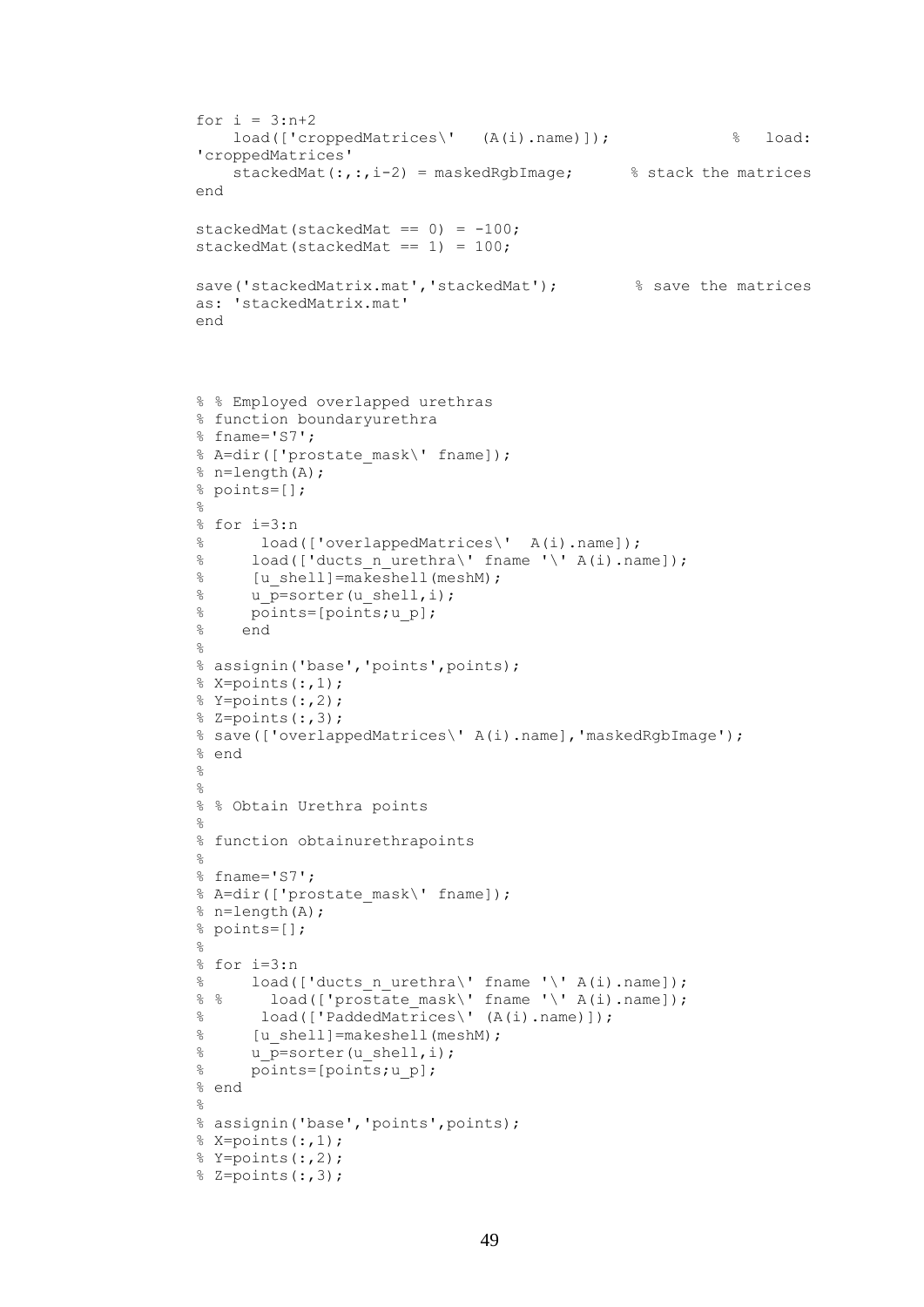```
for i = 3:n+2
    load(['croppedMatrices\'   (A(i).name)]);              %   load:
'croppedMatrices'
    stackedMat(:,:,i-2) = maskedRgbImage;      % stack the matrices
end

stackedMat(stackedMat == 0) = -100;
stackedMat(stackedMat == 1) = 100;

save('stackedMatrix.mat','stackedMat');         % save the matrices
as: 'stackedMatrix.mat'
end



% % Employed overlapped urethras
% function boundaryurethra
% fname='S7';
% A=dir(['prostate_mask\' fname]);
% n=length(A);
% points=[];
%
% for i=3:n
%      load(['overlappedMatrices\'  A(i).name]);
%     load(['ducts_n_urethra\' fname '\' A(i).name]);
%     [u_shell]=makeshell(meshM);
%     u_p=sorter(u_shell,i);
%     points=[points;u_p];
%    end
%
% assignin('base','points',points);
% X=points(:,1);
% Y=points(:,2);
% Z=points(:,3);
% save(['overlappedMatrices\' A(i).name],'maskedRgbImage');
% end
%
%
% % Obtain Urethra points
%
% function obtainurethrapoints
%
% fname='S7';
% A=dir(['prostate_mask\' fname]);
% n=length(A);
% points=[];
%
% for i=3:n
%     load(['ducts_n_urethra\' fname '\' A(i).name]);
% %     load(['prostate_mask\' fname '\' A(i).name]);
%      load(['PaddedMatrices\' (A(i).name)]);
%     [u_shell]=makeshell(meshM);
%     u_p=sorter(u_shell,i);
%     points=[points;u_p];
% end
%
% assignin('base','points',points);
% X=points(:,1);
% Y=points(:,2);
% Z=points(:,3);
```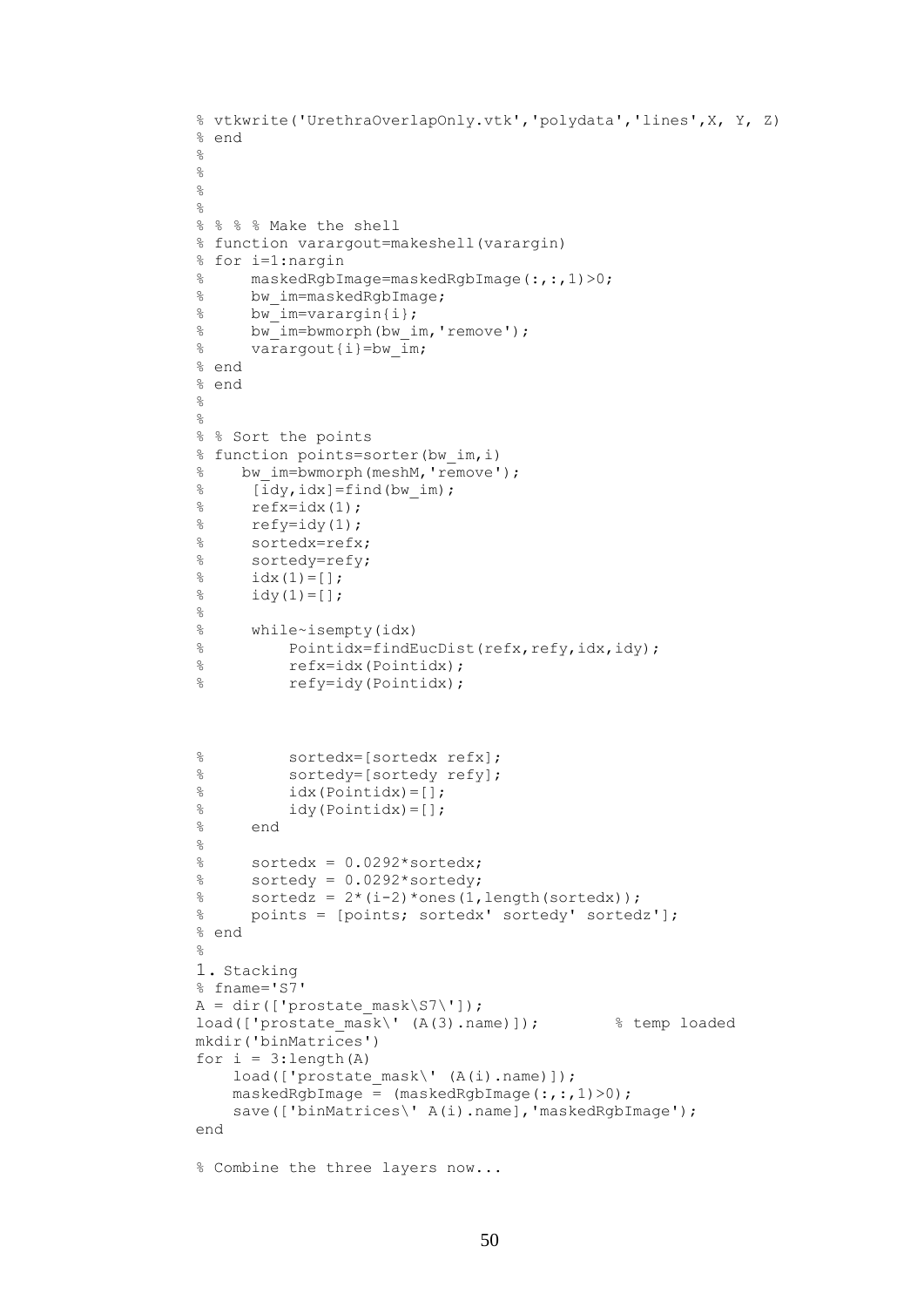```
% vtkwrite('UrethraOverlapOnly.vtk','polydata','lines',X, Y, Z)
% end
%
%
%
%
% % % % Make the shell
% function varargout=makeshell(varargin)
% for i=1:nargin
%     maskedRgbImage=maskedRgbImage(:,:,1)>0;
%     bw_im=maskedRgbImage;
%     bw_im=varargin{i};
%     bw_im=bwmorph(bw_im,'remove');
%     varargout{i}=bw_im;
% end
% end
%
%
% % Sort the points
% function points=sorter(bw_im,i)
%    bw_im=bwmorph(meshM,'remove');
%     [idy,idx]=find(bw_im);
%     refx=idx(1);
%     refy=idy(1);
%     sortedx=refx;
%     sortedy=refy;
%     idx(1)=[];
%     idy(1)=[];
%
%     while~isempty(idx)
%         Pointidx=findEucDist(refx,refy,idx,idy);
%         refx=idx(Pointidx);
%         refy=idy(Pointidx);



%         sortedx=[sortedx refx];
%         sortedy=[sortedy refy];
%         idx(Pointidx)=[];
%         idy(Pointidx)=[];
%     end
%
%     sortedx = 0.0292*sortedx;
%     sortedy = 0.0292*sortedy;
%     sortedz = 2*(i-2)*ones(1,length(sortedx));
%     points = [points; sortedx' sortedy' sortedz'];
% end
%
1. Stacking
% fname='S7'
A = dir(['prostate_mask\S7\']);
load(['prostate_mask\' (A(3).name)]);        % temp loaded
mkdir('binMatrices')
for i = 3:length(A)
    load(['prostate_mask\' (A(i).name)]);
    maskedRgbImage = (maskedRgbImage(:,:,1)>0);
    save(['binMatrices\' A(i).name],'maskedRgbImage');
end

% Combine the three layers now...
```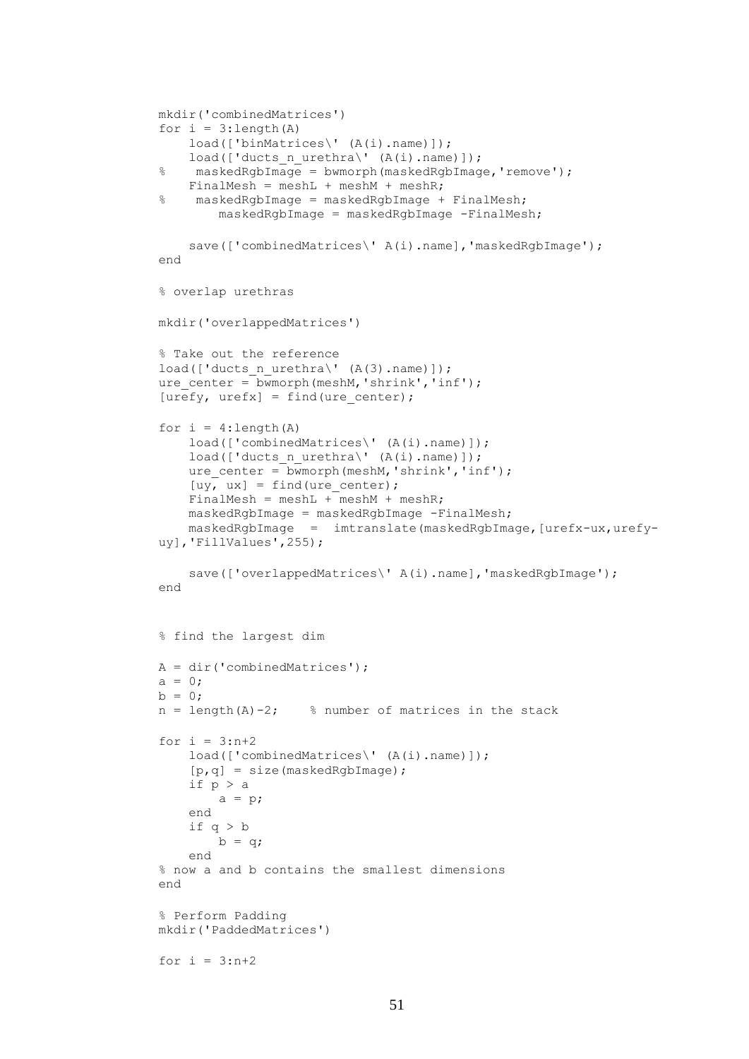```
mkdir('combinedMatrices')
for i = 3:length(A)
    load(['binMatrices\' (A(i).name)]);
    load(['ducts_n_urethra\' (A(i).name)]);
%    maskedRgbImage = bwmorph(maskedRgbImage,'remove');
    FinalMesh = meshL + meshM + meshR;
%    maskedRgbImage = maskedRgbImage + FinalMesh;
        maskedRgbImage = maskedRgbImage -FinalMesh;

    save(['combinedMatrices\' A(i).name],'maskedRgbImage');
end

% overlap urethras

mkdir('overlappedMatrices')

% Take out the reference
load(['ducts_n_urethra\' (A(3).name)]);
ure_center = bwmorph(meshM,'shrink','inf');
[urefy, urefx] = find(ure_center);

for i = 4:length(A)
    load(['combinedMatrices\' (A(i).name)]);
    load(['ducts_n_urethra\' (A(i).name)]);
    ure_center = bwmorph(meshM,'shrink','inf');
    [uy, ux] = find(ure_center);
    FinalMesh = meshL + meshM + meshR;
    maskedRgbImage = maskedRgbImage -FinalMesh;
    maskedRgbImage  =  imtranslate(maskedRgbImage,[urefx-ux,urefy-
uy],'FillValues',255);

    save(['overlappedMatrices\' A(i).name],'maskedRgbImage');
end


% find the largest dim

A = dir('combinedMatrices');
a = 0;
b = 0;
n = length(A)-2;    % number of matrices in the stack

for i = 3:n+2
    load(['combinedMatrices\' (A(i).name)]);
    [p,q] = size(maskedRgbImage);
    if p > a
        a = p;
    end
    if q > b
        b = q;
    end
% now a and b contains the smallest dimensions
end

% Perform Padding
mkdir('PaddedMatrices')

for i = 3:n+2
```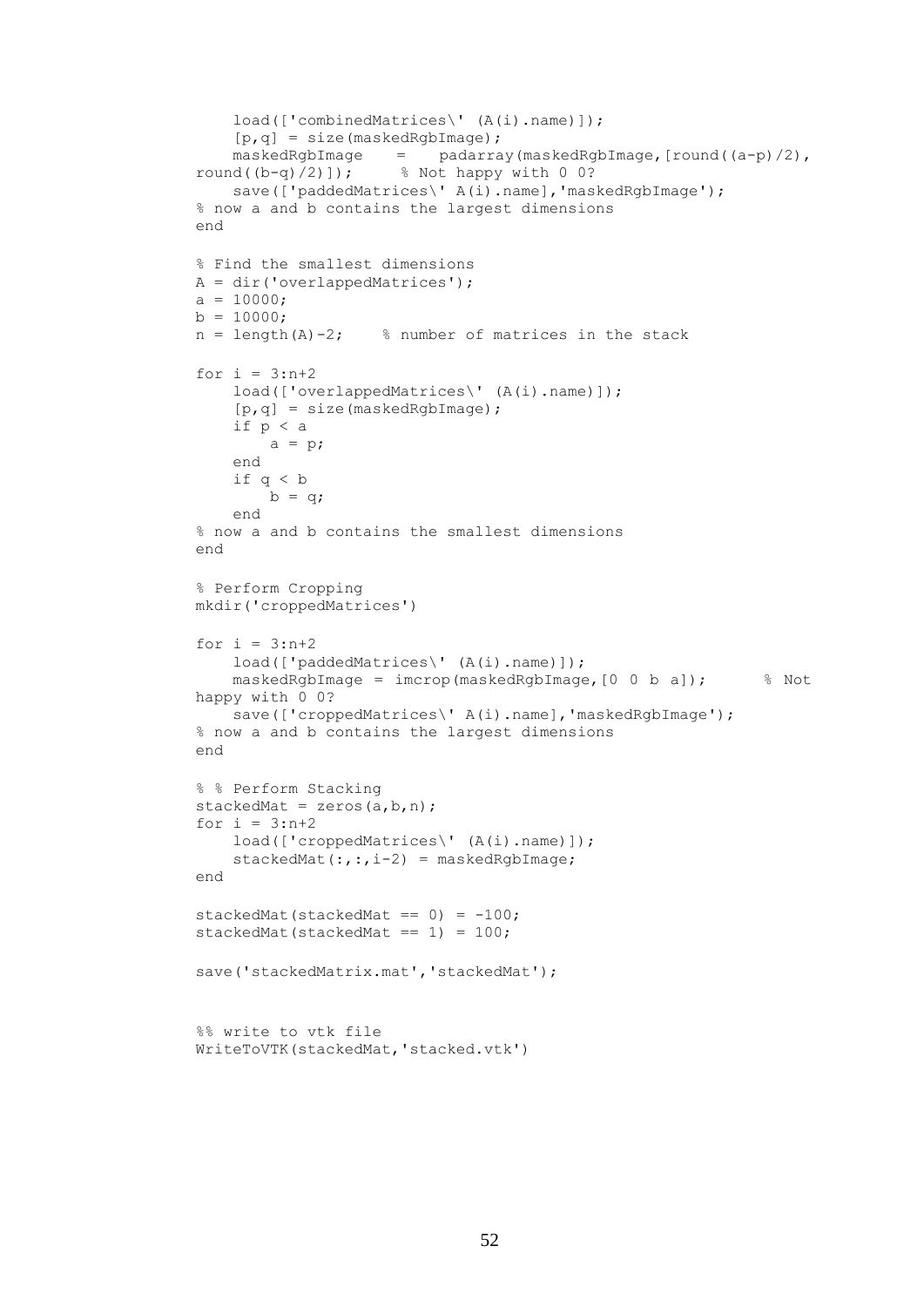```
    load(['combinedMatrices\' (A(i).name)]);
    [p,q] = size(maskedRgbImage);
    maskedRgbImage   =   padarray(maskedRgbImage,[round((a-p)/2),
round((b-q)/2)]);     % Not happy with 0 0?
    save(['paddedMatrices\' A(i).name],'maskedRgbImage');
% now a and b contains the largest dimensions
end

% Find the smallest dimensions
A = dir('overlappedMatrices');
a = 10000;
b = 10000;
n = length(A)-2;    % number of matrices in the stack

for i = 3:n+2
    load(['overlappedMatrices\' (A(i).name)]);
    [p,q] = size(maskedRgbImage);
    if p < a
        a = p;
    end
    if q < b
        b = q;
    end
% now a and b contains the smallest dimensions
end

% Perform Cropping
mkdir('croppedMatrices')

for i = 3:n+2
    load(['paddedMatrices\' (A(i).name)]);
    maskedRgbImage = imcrop(maskedRgbImage,[0 0 b a]);      % Not
happy with 0 0?
    save(['croppedMatrices\' A(i).name],'maskedRgbImage');
% now a and b contains the largest dimensions
end

% % Perform Stacking
stackedMat = zeros(a,b,n);
for i = 3:n+2
    load(['croppedMatrices\' (A(i).name)]);
    stackedMat(:,:,i-2) = maskedRgbImage;
end

stackedMat(stackedMat == 0) = -100;
stackedMat(stackedMat == 1) = 100;

save('stackedMatrix.mat','stackedMat');


%% write to vtk file
WriteToVTK(stackedMat,'stacked.vtk')
```